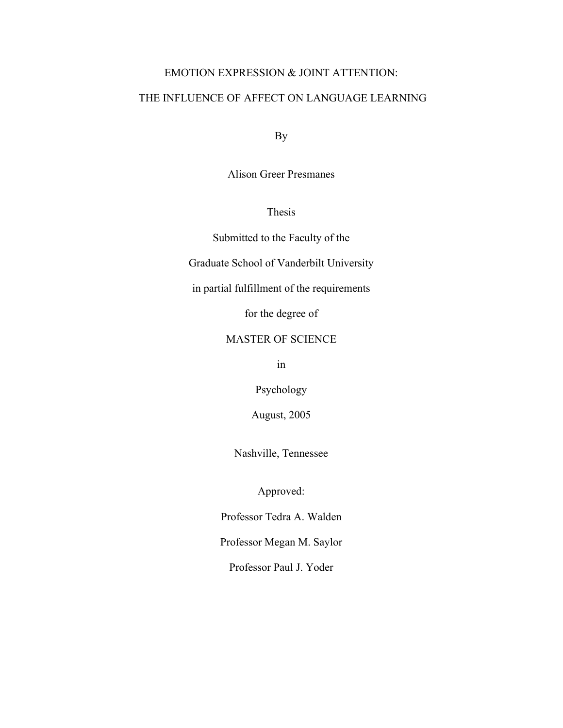# EMOTION EXPRESSION & JOINT ATTENTION:

# THE INFLUENCE OF AFFECT ON LANGUAGE LEARNING

By

Alison Greer Presmanes

Thesis

Submitted to the Faculty of the

Graduate School of Vanderbilt University

in partial fulfillment of the requirements

for the degree of

MASTER OF SCIENCE

in

Psychology

August, 2005

Nashville, Tennessee

Approved:

Professor Tedra A. Walden

Professor Megan M. Saylor

Professor Paul J. Yoder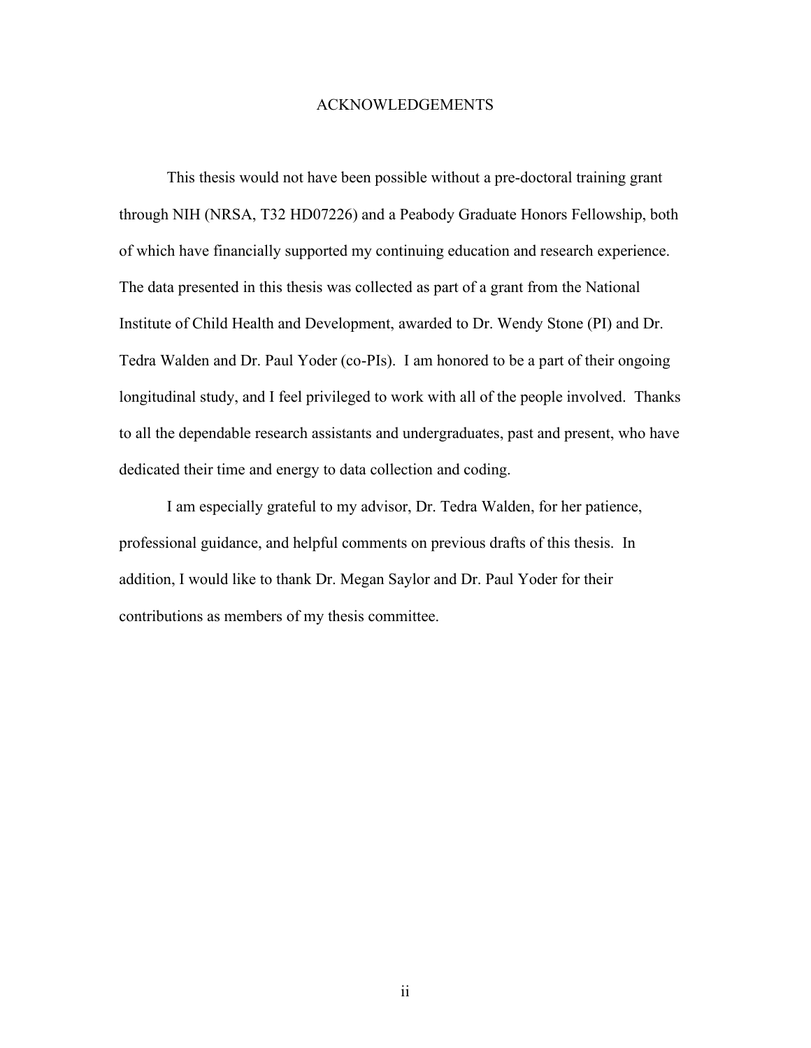# ACKNOWLEDGEMENTS

This thesis would not have been possible without a pre-doctoral training grant through NIH (NRSA, T32 HD07226) and a Peabody Graduate Honors Fellowship, both of which have financially supported my continuing education and research experience. The data presented in this thesis was collected as part of a grant from the National Institute of Child Health and Development, awarded to Dr. Wendy Stone (PI) and Dr. Tedra Walden and Dr. Paul Yoder (co-PIs). I am honored to be a part of their ongoing longitudinal study, and I feel privileged to work with all of the people involved. Thanks to all the dependable research assistants and undergraduates, past and present, who have dedicated their time and energy to data collection and coding.

I am especially grateful to my advisor, Dr. Tedra Walden, for her patience, professional guidance, and helpful comments on previous drafts of this thesis. In addition, I would like to thank Dr. Megan Saylor and Dr. Paul Yoder for their contributions as members of my thesis committee.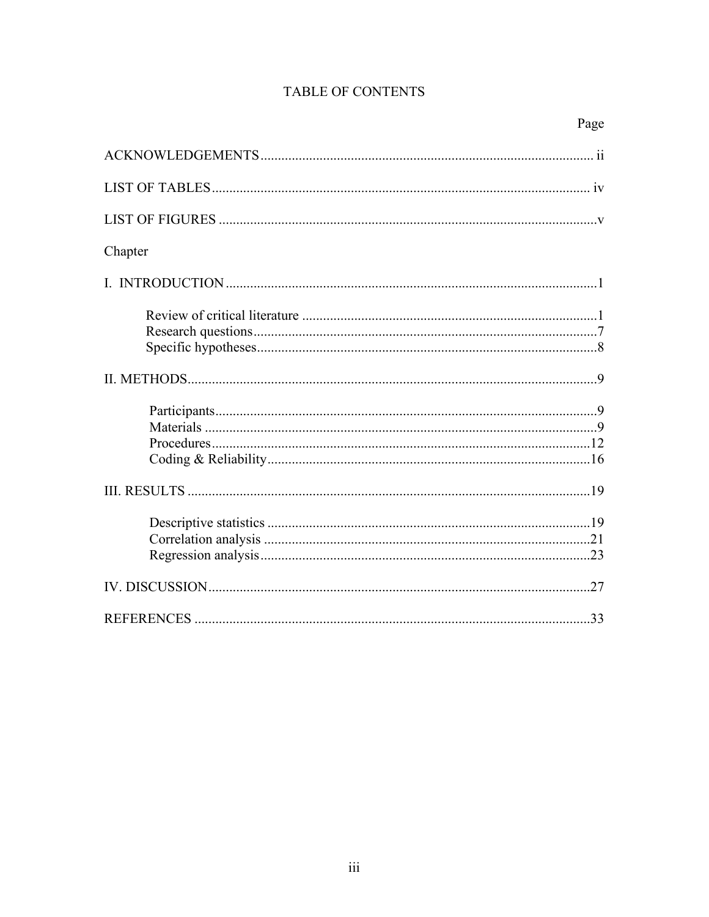# TABLE OF CONTENTS

| | Page |
|---|---|
| ACKNOWLEDGEMENTS | ii |
| LIST OF TABLES | iv |
| LIST OF FIGURES | v |
| Chapter | |
| I. INTRODUCTION | 1 |
| Review of critical literature | 1 |
| Research questions | 7 |
| Specific hypotheses | 8 |
| II. METHODS | 9 |
| Participants | 9 |
| Materials | 9 |
| Procedures | 12 |
| Coding & Reliability | 16 |
| III. RESULTS | 19 |
| Descriptive statistics | 19 |
| Correlation analysis | 21 |
| Regression analysis | 23 |
| IV. DISCUSSION | 27 |
| REFERENCES | 33 |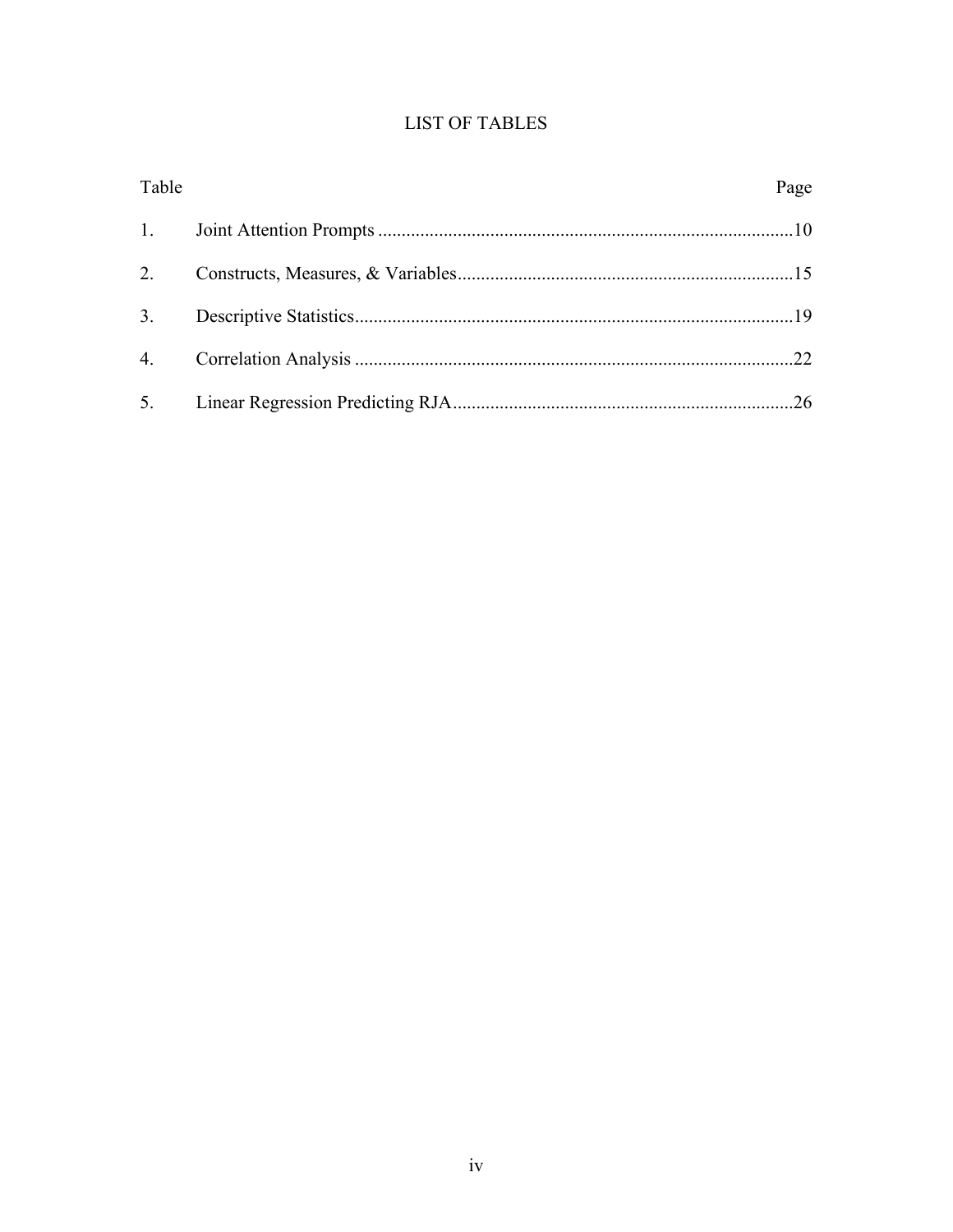# LIST OF TABLES

| Table | | Page |
|---|---|---|
| 1. | Joint Attention Prompts | 10 |
| 2. | Constructs, Measures, & Variables | 15 |
| 3. | Descriptive Statistics | 19 |
| 4. | Correlation Analysis | 22 |
| 5. | Linear Regression Predicting RJA | 26 |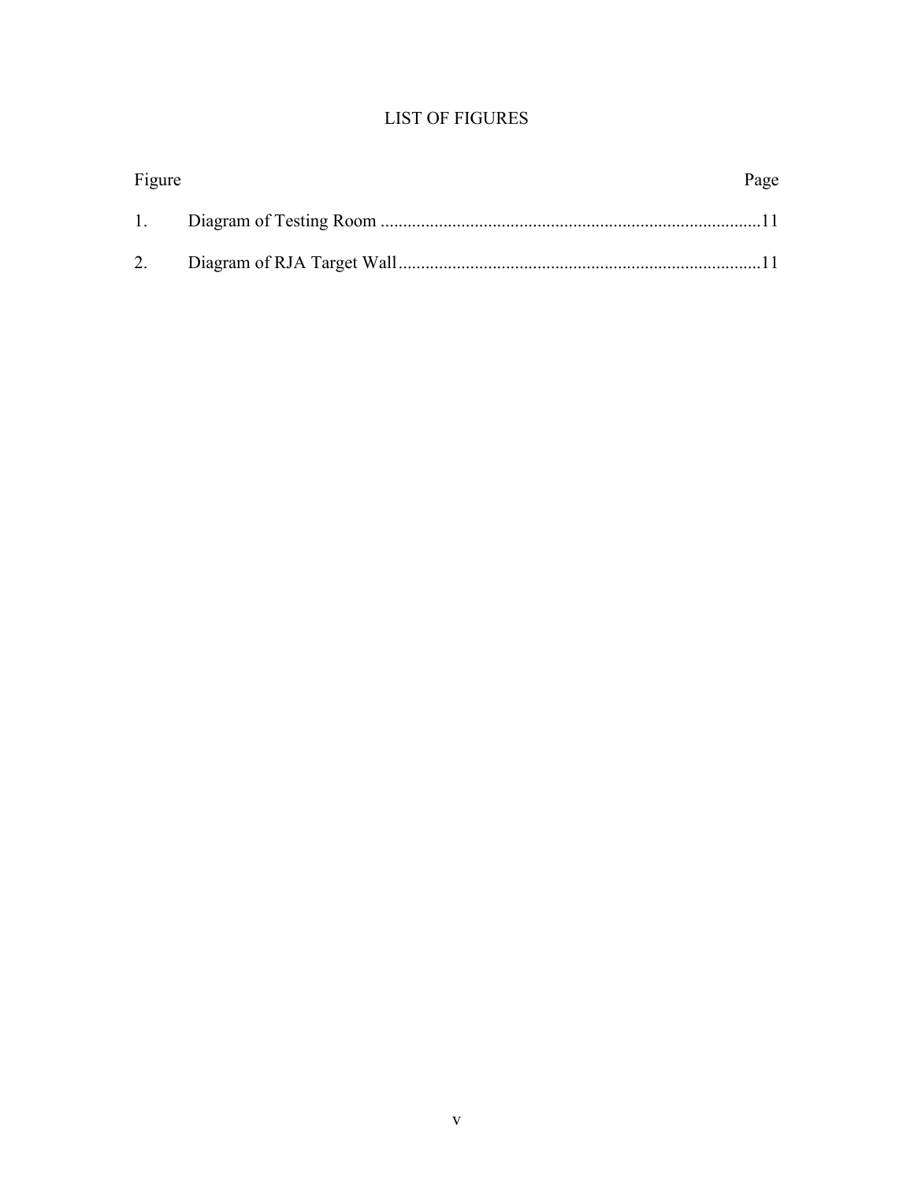# LIST OF FIGURES

| Figure | | Page |
|---|---|---|
| 1. | Diagram of Testing Room | 11 |
| 2. | Diagram of RJA Target Wall | 11 |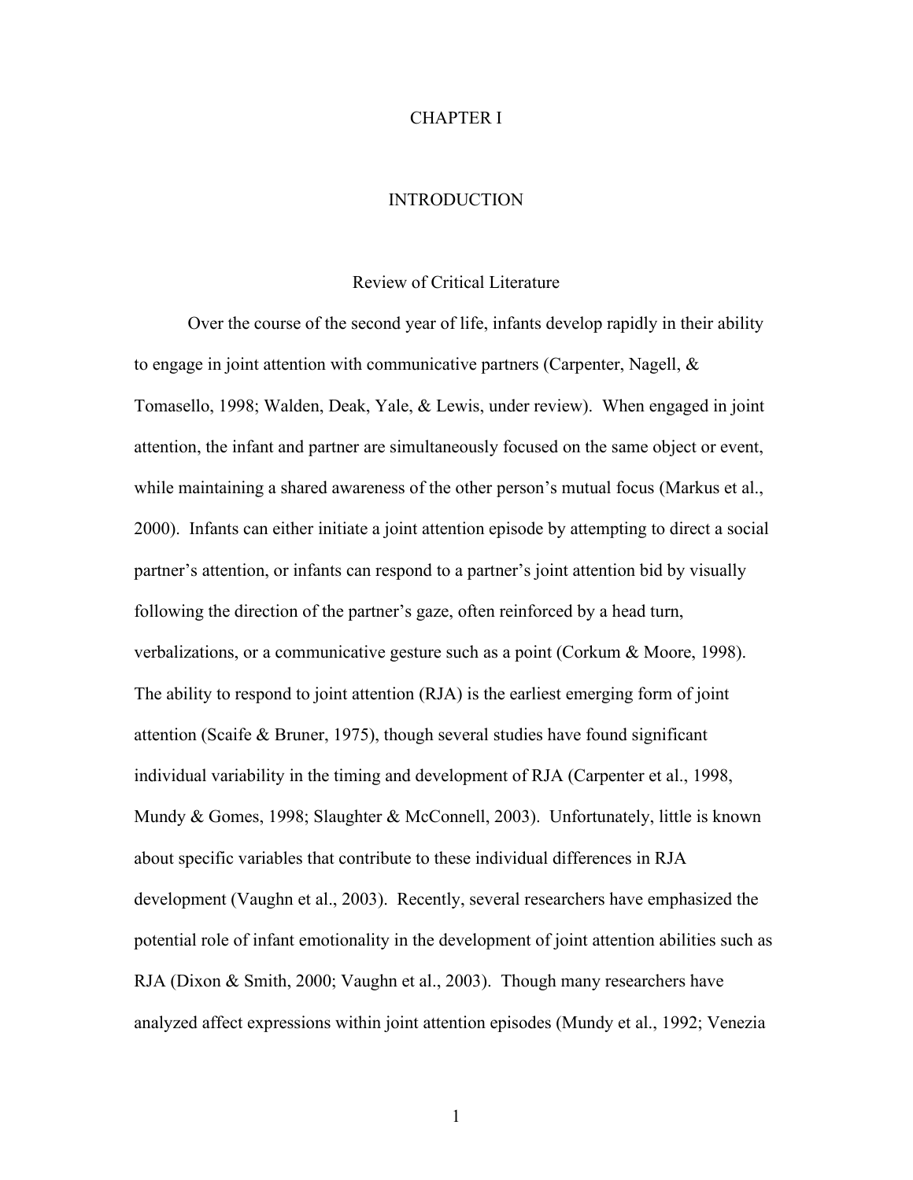# CHAPTER I

# INTRODUCTION

## Review of Critical Literature

Over the course of the second year of life, infants develop rapidly in their ability to engage in joint attention with communicative partners (Carpenter, Nagell, & Tomasello, 1998; Walden, Deak, Yale, & Lewis, under review). When engaged in joint attention, the infant and partner are simultaneously focused on the same object or event, while maintaining a shared awareness of the other person's mutual focus (Markus et al., 2000). Infants can either initiate a joint attention episode by attempting to direct a social partner's attention, or infants can respond to a partner's joint attention bid by visually following the direction of the partner's gaze, often reinforced by a head turn, verbalizations, or a communicative gesture such as a point (Corkum & Moore, 1998). The ability to respond to joint attention (RJA) is the earliest emerging form of joint attention (Scaife & Bruner, 1975), though several studies have found significant individual variability in the timing and development of RJA (Carpenter et al., 1998, Mundy & Gomes, 1998; Slaughter & McConnell, 2003). Unfortunately, little is known about specific variables that contribute to these individual differences in RJA development (Vaughn et al., 2003). Recently, several researchers have emphasized the potential role of infant emotionality in the development of joint attention abilities such as RJA (Dixon & Smith, 2000; Vaughn et al., 2003). Though many researchers have analyzed affect expressions within joint attention episodes (Mundy et al., 1992; Venezia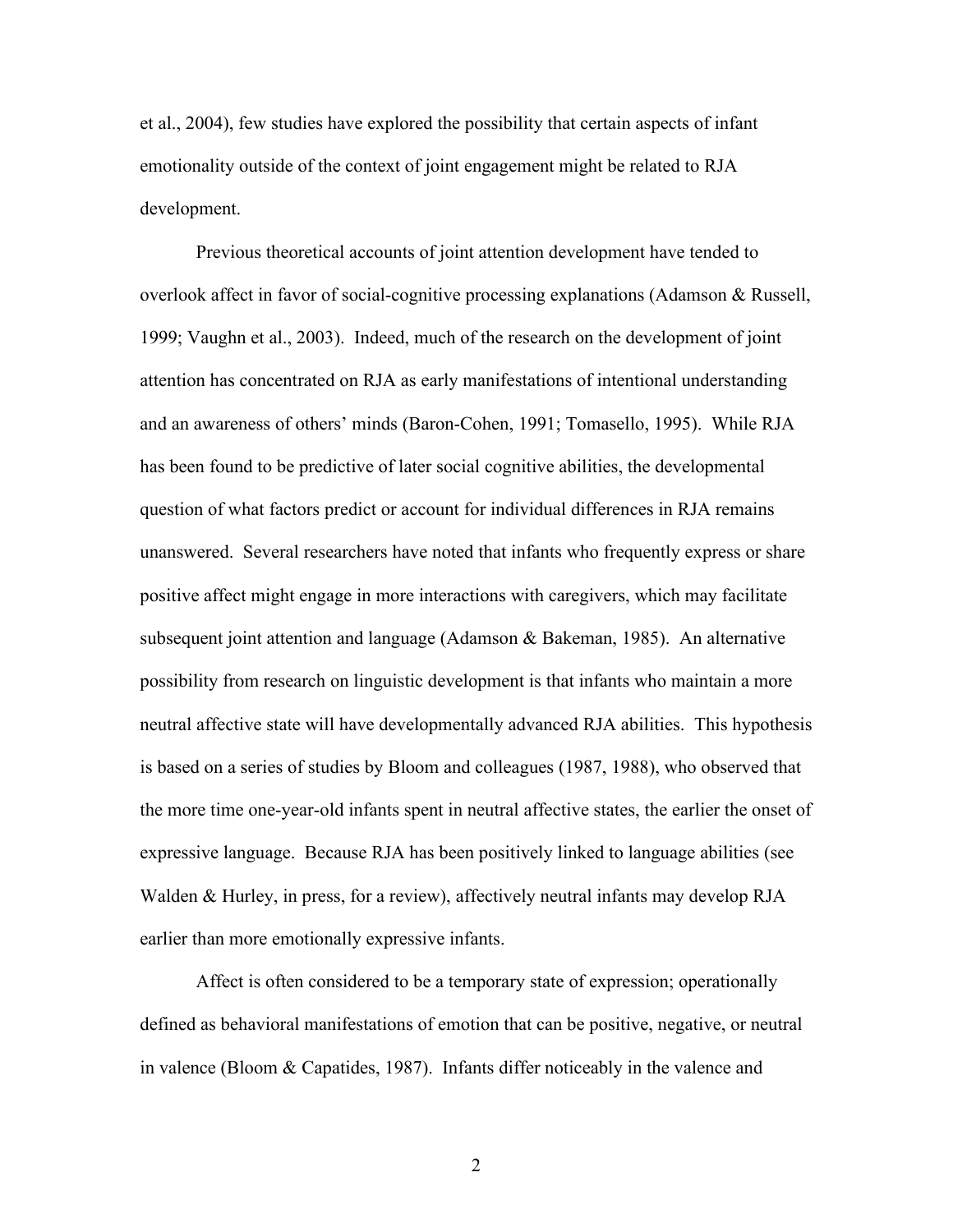et al., 2004), few studies have explored the possibility that certain aspects of infant emotionality outside of the context of joint engagement might be related to RJA development.

Previous theoretical accounts of joint attention development have tended to overlook affect in favor of social-cognitive processing explanations (Adamson & Russell, 1999; Vaughn et al., 2003). Indeed, much of the research on the development of joint attention has concentrated on RJA as early manifestations of intentional understanding and an awareness of others' minds (Baron-Cohen, 1991; Tomasello, 1995). While RJA has been found to be predictive of later social cognitive abilities, the developmental question of what factors predict or account for individual differences in RJA remains unanswered. Several researchers have noted that infants who frequently express or share positive affect might engage in more interactions with caregivers, which may facilitate subsequent joint attention and language (Adamson & Bakeman, 1985). An alternative possibility from research on linguistic development is that infants who maintain a more neutral affective state will have developmentally advanced RJA abilities. This hypothesis is based on a series of studies by Bloom and colleagues (1987, 1988), who observed that the more time one-year-old infants spent in neutral affective states, the earlier the onset of expressive language. Because RJA has been positively linked to language abilities (see Walden & Hurley, in press, for a review), affectively neutral infants may develop RJA earlier than more emotionally expressive infants.

Affect is often considered to be a temporary state of expression; operationally defined as behavioral manifestations of emotion that can be positive, negative, or neutral in valence (Bloom & Capatides, 1987). Infants differ noticeably in the valence and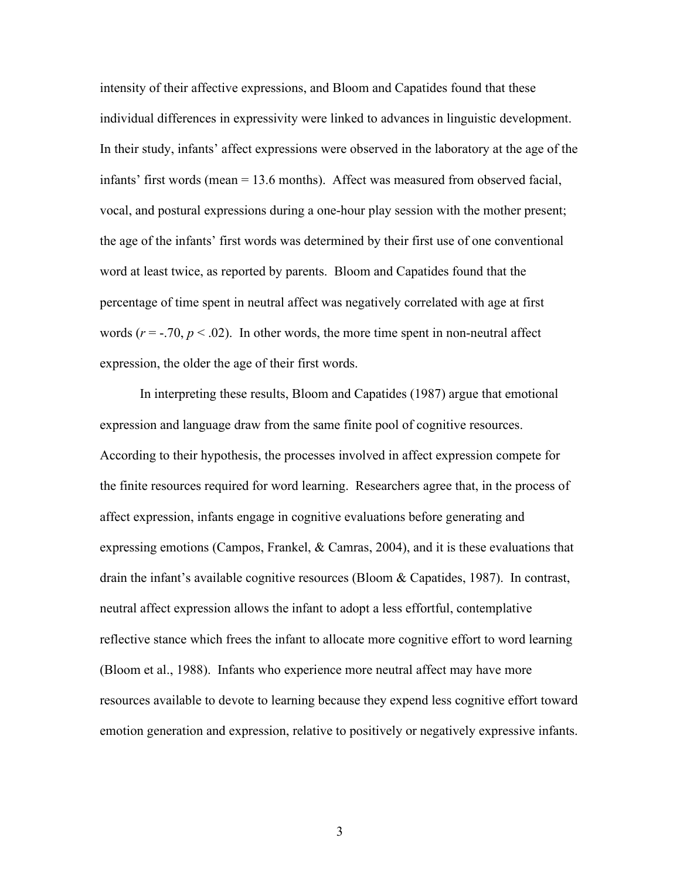intensity of their affective expressions, and Bloom and Capatides found that these individual differences in expressivity were linked to advances in linguistic development. In their study, infants' affect expressions were observed in the laboratory at the age of the infants' first words (mean = 13.6 months). Affect was measured from observed facial, vocal, and postural expressions during a one-hour play session with the mother present; the age of the infants' first words was determined by their first use of one conventional word at least twice, as reported by parents. Bloom and Capatides found that the percentage of time spent in neutral affect was negatively correlated with age at first words ($r = -.70$, $p < .02$). In other words, the more time spent in non-neutral affect expression, the older the age of their first words.

In interpreting these results, Bloom and Capatides (1987) argue that emotional expression and language draw from the same finite pool of cognitive resources. According to their hypothesis, the processes involved in affect expression compete for the finite resources required for word learning. Researchers agree that, in the process of affect expression, infants engage in cognitive evaluations before generating and expressing emotions (Campos, Frankel, & Camras, 2004), and it is these evaluations that drain the infant's available cognitive resources (Bloom & Capatides, 1987). In contrast, neutral affect expression allows the infant to adopt a less effortful, contemplative reflective stance which frees the infant to allocate more cognitive effort to word learning (Bloom et al., 1988). Infants who experience more neutral affect may have more resources available to devote to learning because they expend less cognitive effort toward emotion generation and expression, relative to positively or negatively expressive infants.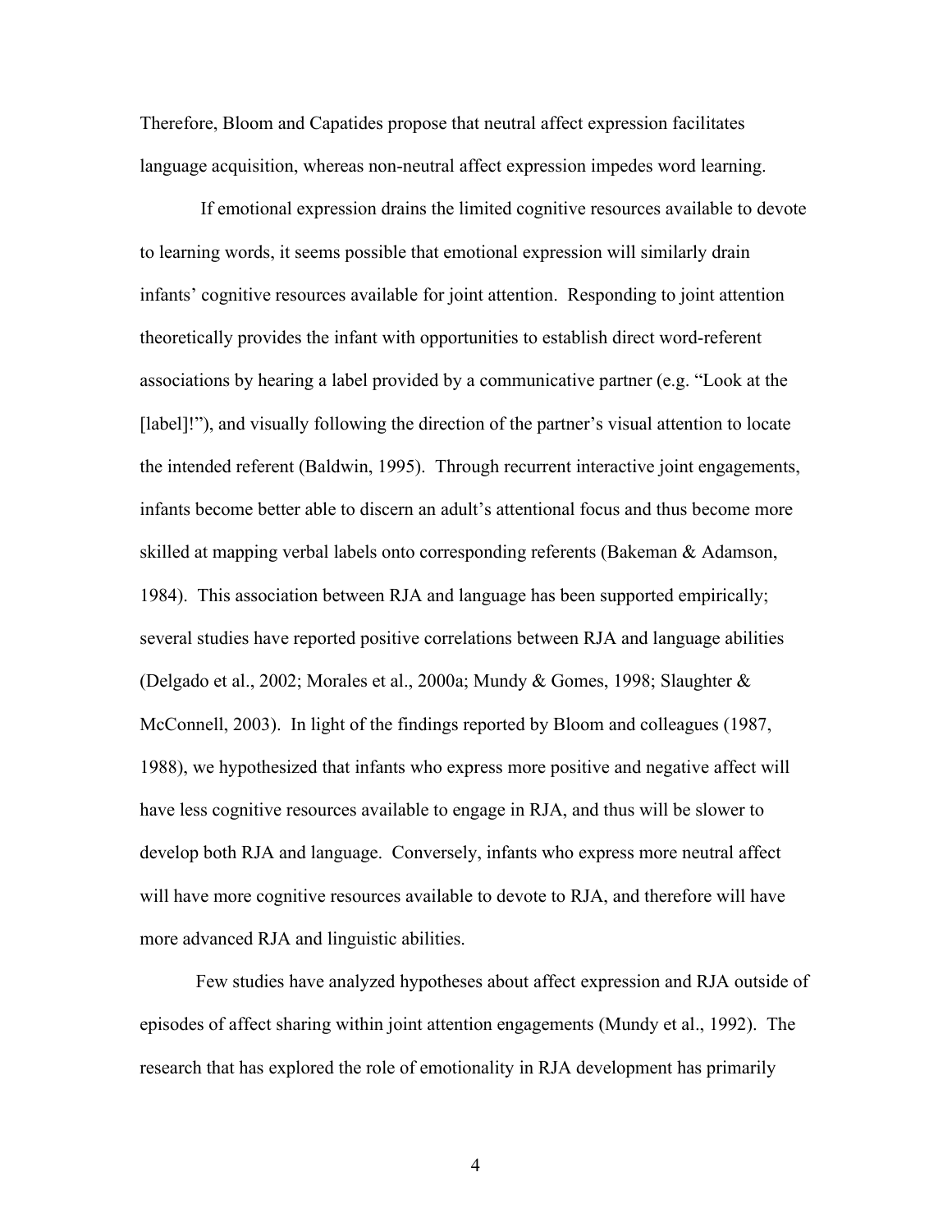Therefore, Bloom and Capatides propose that neutral affect expression facilitates language acquisition, whereas non-neutral affect expression impedes word learning.

If emotional expression drains the limited cognitive resources available to devote to learning words, it seems possible that emotional expression will similarly drain infants' cognitive resources available for joint attention. Responding to joint attention theoretically provides the infant with opportunities to establish direct word-referent associations by hearing a label provided by a communicative partner (e.g. "Look at the [label]!"), and visually following the direction of the partner's visual attention to locate the intended referent (Baldwin, 1995). Through recurrent interactive joint engagements, infants become better able to discern an adult's attentional focus and thus become more skilled at mapping verbal labels onto corresponding referents (Bakeman & Adamson, 1984). This association between RJA and language has been supported empirically; several studies have reported positive correlations between RJA and language abilities (Delgado et al., 2002; Morales et al., 2000a; Mundy & Gomes, 1998; Slaughter & McConnell, 2003). In light of the findings reported by Bloom and colleagues (1987, 1988), we hypothesized that infants who express more positive and negative affect will have less cognitive resources available to engage in RJA, and thus will be slower to develop both RJA and language. Conversely, infants who express more neutral affect will have more cognitive resources available to devote to RJA, and therefore will have more advanced RJA and linguistic abilities.

Few studies have analyzed hypotheses about affect expression and RJA outside of episodes of affect sharing within joint attention engagements (Mundy et al., 1992). The research that has explored the role of emotionality in RJA development has primarily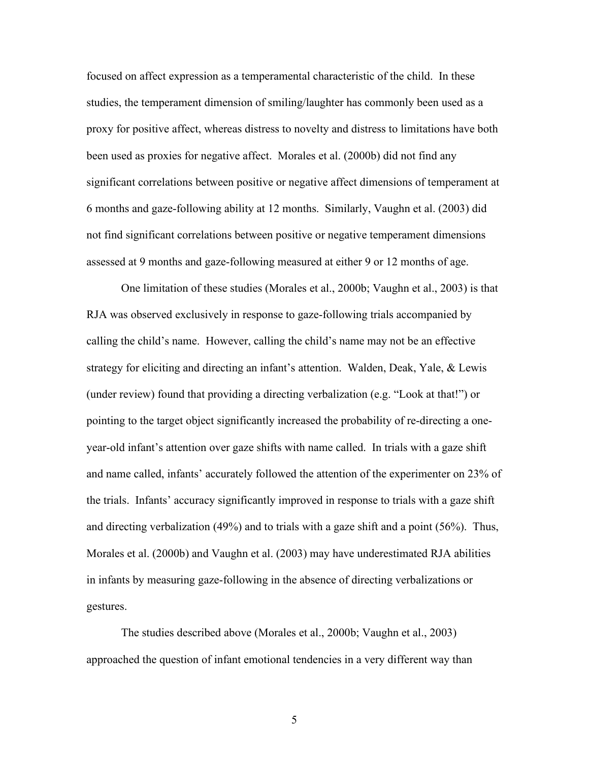focused on affect expression as a temperamental characteristic of the child. In these studies, the temperament dimension of smiling/laughter has commonly been used as a proxy for positive affect, whereas distress to novelty and distress to limitations have both been used as proxies for negative affect. Morales et al. (2000b) did not find any significant correlations between positive or negative affect dimensions of temperament at 6 months and gaze-following ability at 12 months. Similarly, Vaughn et al. (2003) did not find significant correlations between positive or negative temperament dimensions assessed at 9 months and gaze-following measured at either 9 or 12 months of age.

One limitation of these studies (Morales et al., 2000b; Vaughn et al., 2003) is that RJA was observed exclusively in response to gaze-following trials accompanied by calling the child's name. However, calling the child's name may not be an effective strategy for eliciting and directing an infant's attention. Walden, Deak, Yale, & Lewis (under review) found that providing a directing verbalization (e.g. "Look at that!") or pointing to the target object significantly increased the probability of re-directing a one-year-old infant's attention over gaze shifts with name called. In trials with a gaze shift and name called, infants' accurately followed the attention of the experimenter on 23% of the trials. Infants' accuracy significantly improved in response to trials with a gaze shift and directing verbalization (49%) and to trials with a gaze shift and a point (56%). Thus, Morales et al. (2000b) and Vaughn et al. (2003) may have underestimated RJA abilities in infants by measuring gaze-following in the absence of directing verbalizations or gestures.

The studies described above (Morales et al., 2000b; Vaughn et al., 2003) approached the question of infant emotional tendencies in a very different way than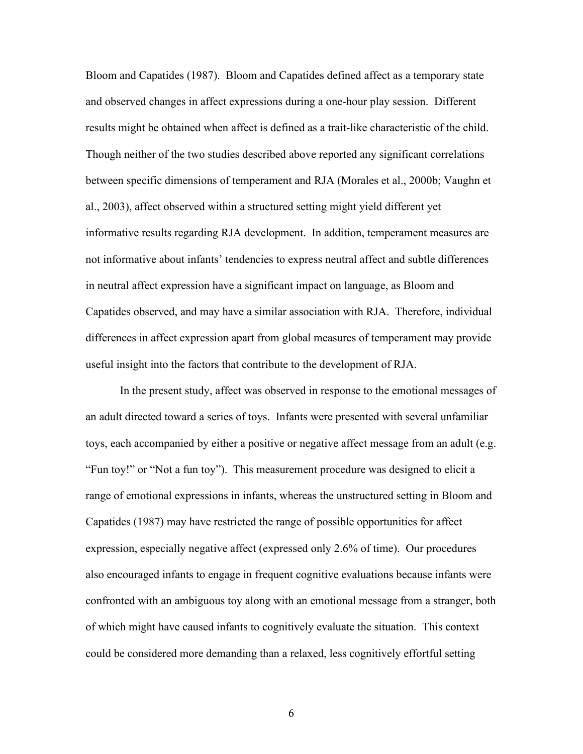Bloom and Capatides (1987). Bloom and Capatides defined affect as a temporary state and observed changes in affect expressions during a one-hour play session. Different results might be obtained when affect is defined as a trait-like characteristic of the child. Though neither of the two studies described above reported any significant correlations between specific dimensions of temperament and RJA (Morales et al., 2000b; Vaughn et al., 2003), affect observed within a structured setting might yield different yet informative results regarding RJA development. In addition, temperament measures are not informative about infants' tendencies to express neutral affect and subtle differences in neutral affect expression have a significant impact on language, as Bloom and Capatides observed, and may have a similar association with RJA. Therefore, individual differences in affect expression apart from global measures of temperament may provide useful insight into the factors that contribute to the development of RJA.

In the present study, affect was observed in response to the emotional messages of an adult directed toward a series of toys. Infants were presented with several unfamiliar toys, each accompanied by either a positive or negative affect message from an adult (e.g. "Fun toy!" or "Not a fun toy"). This measurement procedure was designed to elicit a range of emotional expressions in infants, whereas the unstructured setting in Bloom and Capatides (1987) may have restricted the range of possible opportunities for affect expression, especially negative affect (expressed only 2.6% of time). Our procedures also encouraged infants to engage in frequent cognitive evaluations because infants were confronted with an ambiguous toy along with an emotional message from a stranger, both of which might have caused infants to cognitively evaluate the situation. This context could be considered more demanding than a relaxed, less cognitively effortful setting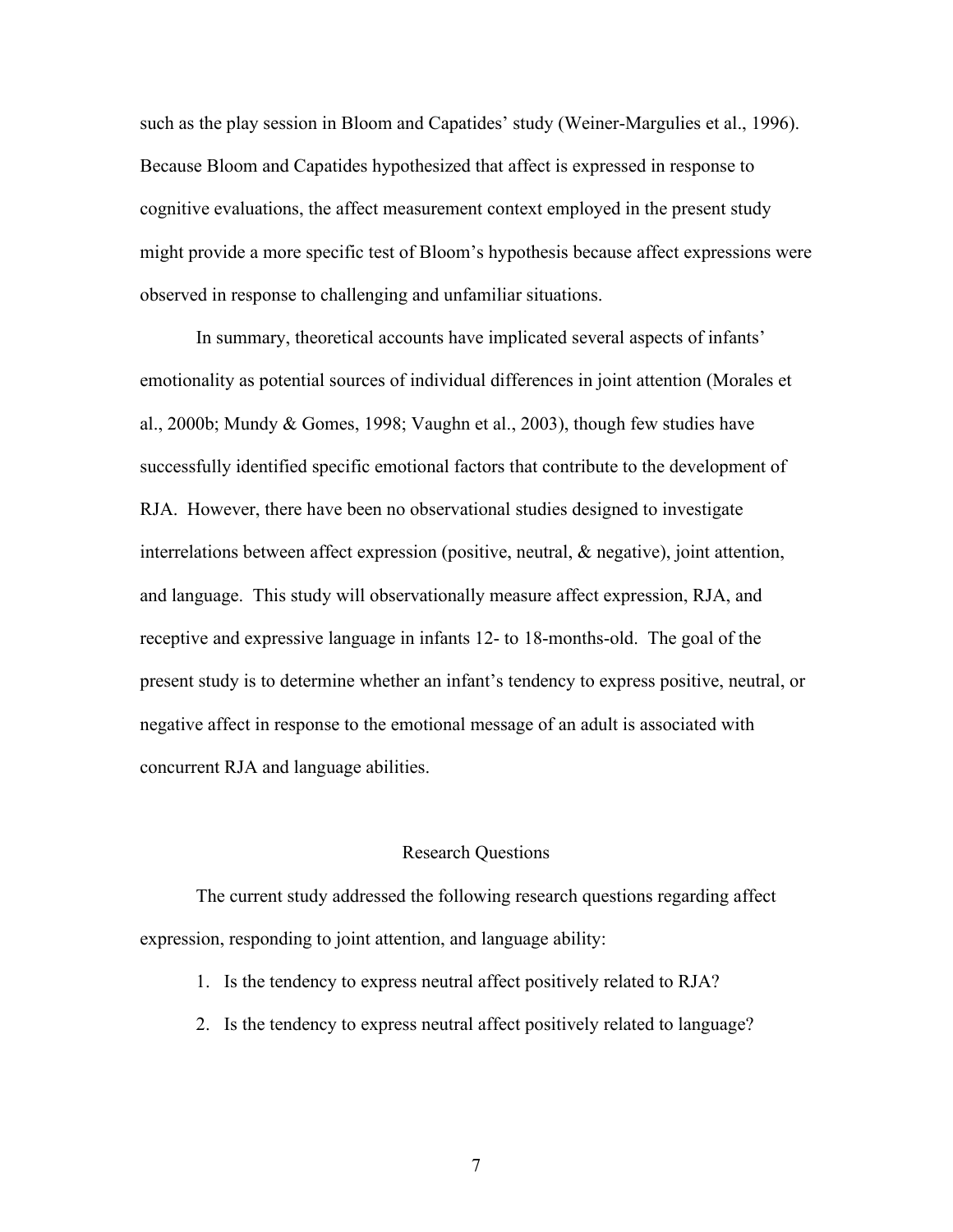such as the play session in Bloom and Capatides' study (Weiner-Margulies et al., 1996). Because Bloom and Capatides hypothesized that affect is expressed in response to cognitive evaluations, the affect measurement context employed in the present study might provide a more specific test of Bloom's hypothesis because affect expressions were observed in response to challenging and unfamiliar situations.

In summary, theoretical accounts have implicated several aspects of infants' emotionality as potential sources of individual differences in joint attention (Morales et al., 2000b; Mundy & Gomes, 1998; Vaughn et al., 2003), though few studies have successfully identified specific emotional factors that contribute to the development of RJA. However, there have been no observational studies designed to investigate interrelations between affect expression (positive, neutral, & negative), joint attention, and language. This study will observationally measure affect expression, RJA, and receptive and expressive language in infants 12- to 18-months-old. The goal of the present study is to determine whether an infant's tendency to express positive, neutral, or negative affect in response to the emotional message of an adult is associated with concurrent RJA and language abilities.

## Research Questions

The current study addressed the following research questions regarding affect expression, responding to joint attention, and language ability:

1. Is the tendency to express neutral affect positively related to RJA?
2. Is the tendency to express neutral affect positively related to language?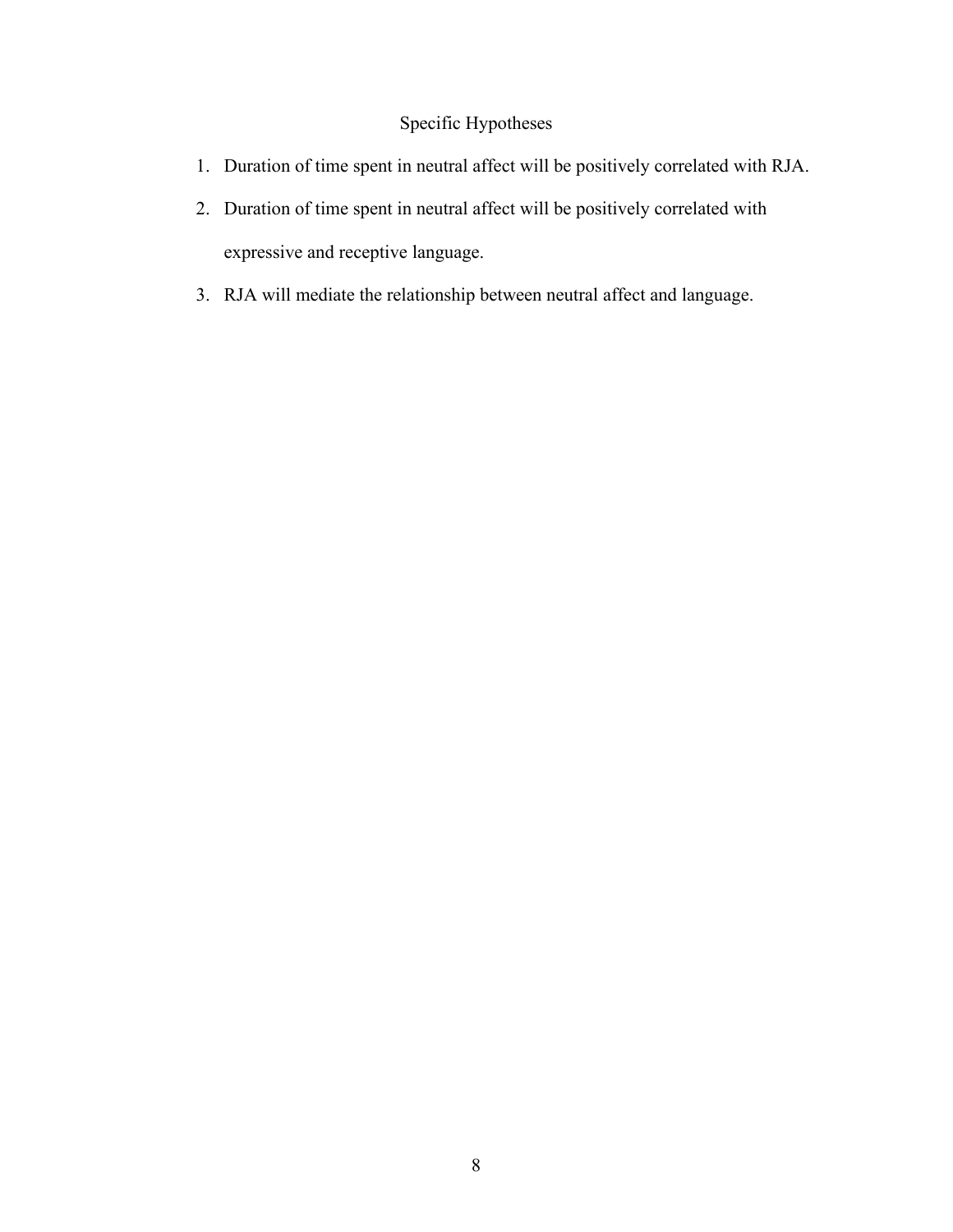## Specific Hypotheses

1. Duration of time spent in neutral affect will be positively correlated with RJA.
2. Duration of time spent in neutral affect will be positively correlated with expressive and receptive language.
3. RJA will mediate the relationship between neutral affect and language.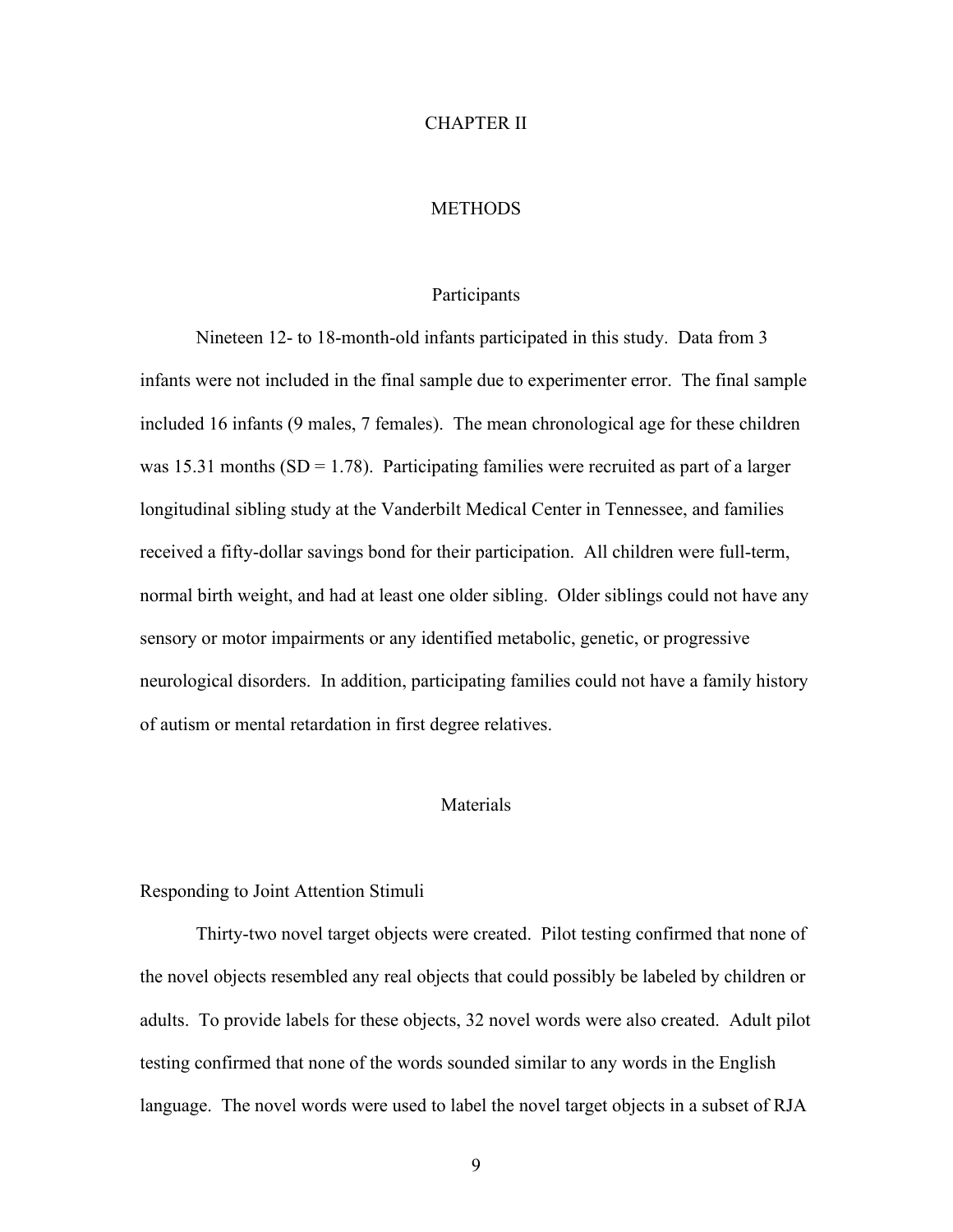# CHAPTER II

## METHODS

### Participants

Nineteen 12- to 18-month-old infants participated in this study. Data from 3 infants were not included in the final sample due to experimenter error. The final sample included 16 infants (9 males, 7 females). The mean chronological age for these children was 15.31 months (SD = 1.78). Participating families were recruited as part of a larger longitudinal sibling study at the Vanderbilt Medical Center in Tennessee, and families received a fifty-dollar savings bond for their participation. All children were full-term, normal birth weight, and had at least one older sibling. Older siblings could not have any sensory or motor impairments or any identified metabolic, genetic, or progressive neurological disorders. In addition, participating families could not have a family history of autism or mental retardation in first degree relatives.

### Materials

#### Responding to Joint Attention Stimuli

Thirty-two novel target objects were created. Pilot testing confirmed that none of the novel objects resembled any real objects that could possibly be labeled by children or adults. To provide labels for these objects, 32 novel words were also created. Adult pilot testing confirmed that none of the words sounded similar to any words in the English language. The novel words were used to label the novel target objects in a subset of RJA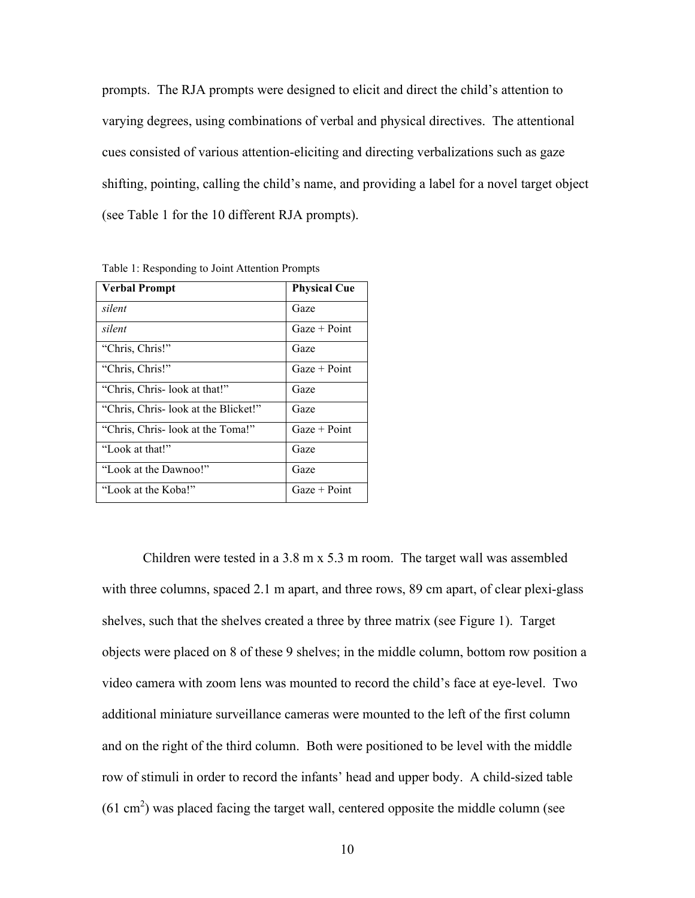prompts. The RJA prompts were designed to elicit and direct the child's attention to varying degrees, using combinations of verbal and physical directives. The attentional cues consisted of various attention-eliciting and directing verbalizations such as gaze shifting, pointing, calling the child's name, and providing a label for a novel target object (see Table 1 for the 10 different RJA prompts).

Table 1: Responding to Joint Attention Prompts

| **Verbal Prompt** | **Physical Cue** |
|---|---|
| *silent* | Gaze |
| *silent* | Gaze + Point |
| "Chris, Chris!" | Gaze |
| "Chris, Chris!" | Gaze + Point |
| "Chris, Chris- look at that!" | Gaze |
| "Chris, Chris- look at the Blicket!" | Gaze |
| "Chris, Chris- look at the Toma!" | Gaze + Point |
| "Look at that!" | Gaze |
| "Look at the Dawnoo!" | Gaze |
| "Look at the Koba!" | Gaze + Point |

Children were tested in a 3.8 m x 5.3 m room. The target wall was assembled with three columns, spaced 2.1 m apart, and three rows, 89 cm apart, of clear plexi-glass shelves, such that the shelves created a three by three matrix (see Figure 1). Target objects were placed on 8 of these 9 shelves; in the middle column, bottom row position a video camera with zoom lens was mounted to record the child's face at eye-level. Two additional miniature surveillance cameras were mounted to the left of the first column and on the right of the third column. Both were positioned to be level with the middle row of stimuli in order to record the infants' head and upper body. A child-sized table ($61\ cm^2$) was placed facing the target wall, centered opposite the middle column (see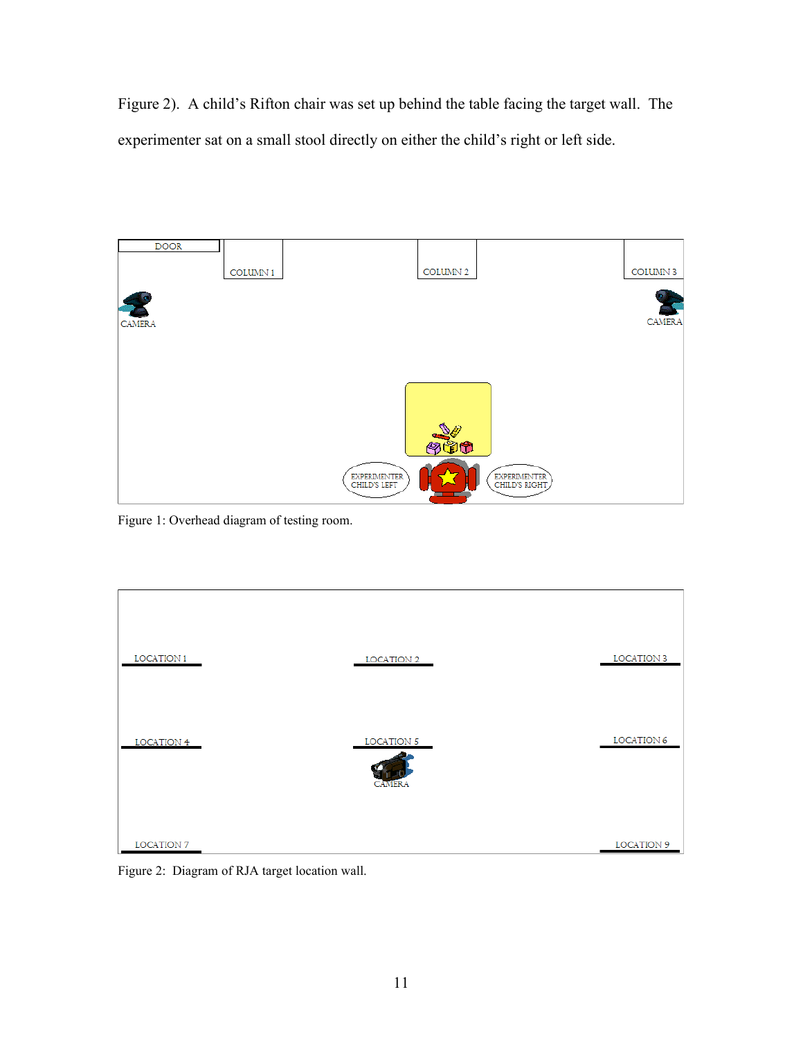Figure 2). A child's Rifton chair was set up behind the table facing the target wall. The experimenter sat on a small stool directly on either the child's right or left side.

Figure 1: Overhead diagram of testing room.

Figure 2: Diagram of RJA target location wall.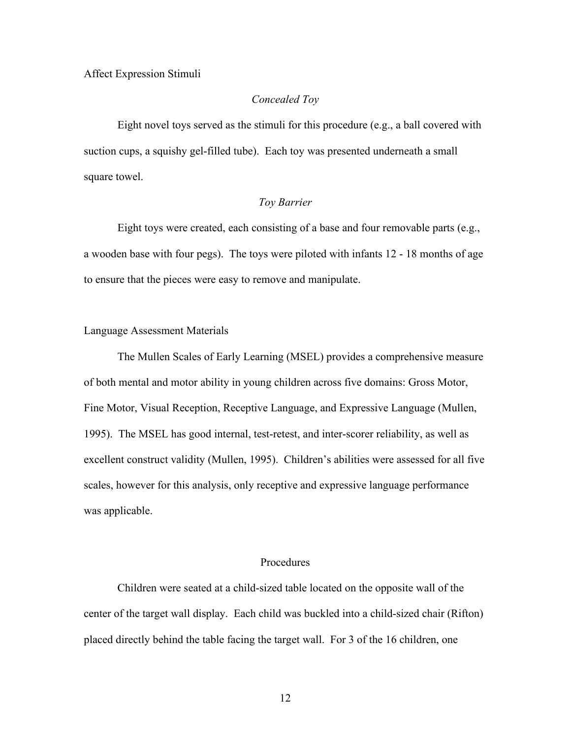Affect Expression Stimuli

### *Concealed Toy*

Eight novel toys served as the stimuli for this procedure (e.g., a ball covered with suction cups, a squishy gel-filled tube). Each toy was presented underneath a small square towel.

### *Toy Barrier*

Eight toys were created, each consisting of a base and four removable parts (e.g., a wooden base with four pegs). The toys were piloted with infants 12 - 18 months of age to ensure that the pieces were easy to remove and manipulate.

Language Assessment Materials

The Mullen Scales of Early Learning (MSEL) provides a comprehensive measure of both mental and motor ability in young children across five domains: Gross Motor, Fine Motor, Visual Reception, Receptive Language, and Expressive Language (Mullen, 1995). The MSEL has good internal, test-retest, and inter-scorer reliability, as well as excellent construct validity (Mullen, 1995). Children's abilities were assessed for all five scales, however for this analysis, only receptive and expressive language performance was applicable.

## Procedures

Children were seated at a child-sized table located on the opposite wall of the center of the target wall display. Each child was buckled into a child-sized chair (Rifton) placed directly behind the table facing the target wall. For 3 of the 16 children, one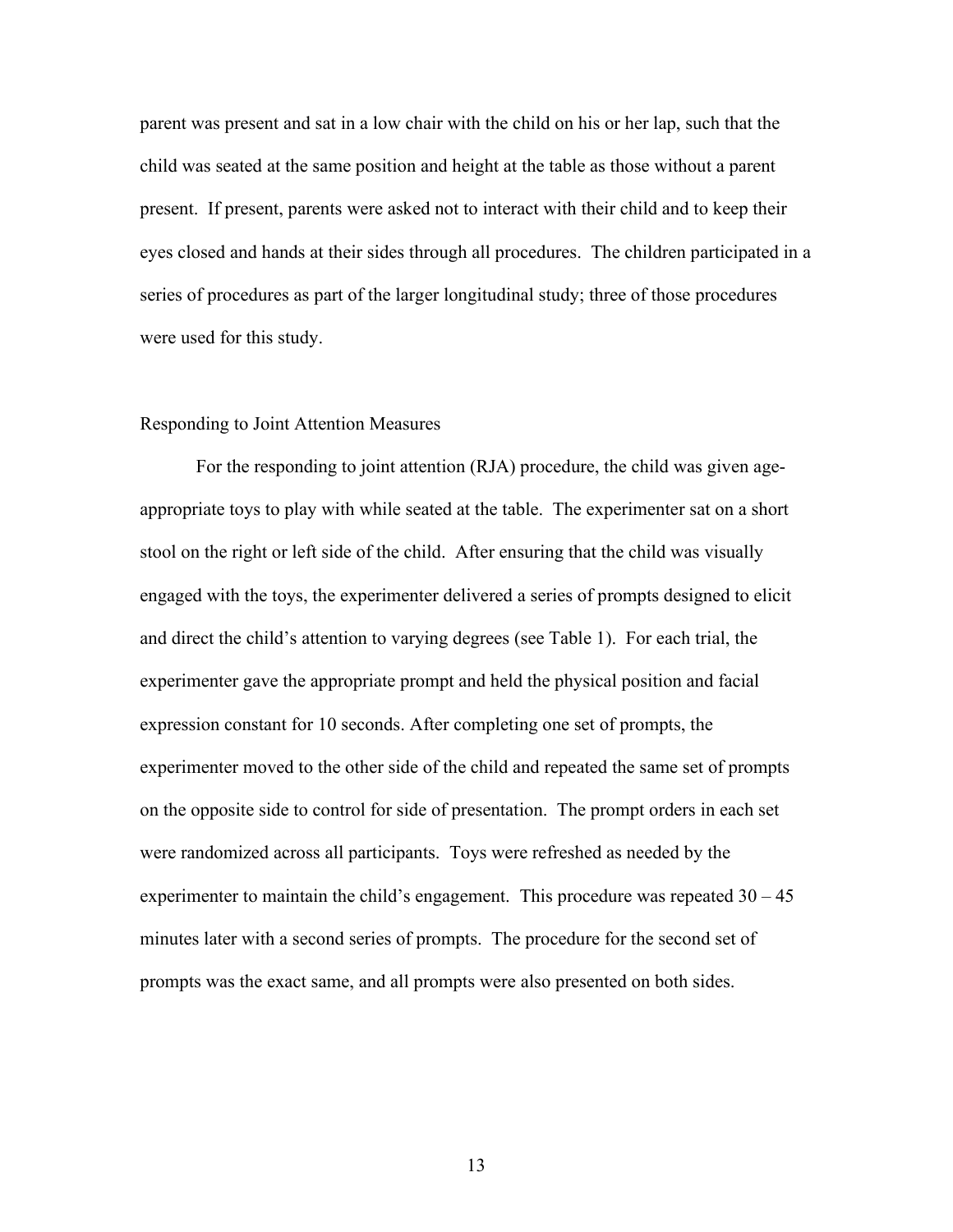parent was present and sat in a low chair with the child on his or her lap, such that the child was seated at the same position and height at the table as those without a parent present. If present, parents were asked not to interact with their child and to keep their eyes closed and hands at their sides through all procedures. The children participated in a series of procedures as part of the larger longitudinal study; three of those procedures were used for this study.

## Responding to Joint Attention Measures

For the responding to joint attention (RJA) procedure, the child was given age-appropriate toys to play with while seated at the table. The experimenter sat on a short stool on the right or left side of the child. After ensuring that the child was visually engaged with the toys, the experimenter delivered a series of prompts designed to elicit and direct the child's attention to varying degrees (see Table 1). For each trial, the experimenter gave the appropriate prompt and held the physical position and facial expression constant for 10 seconds. After completing one set of prompts, the experimenter moved to the other side of the child and repeated the same set of prompts on the opposite side to control for side of presentation. The prompt orders in each set were randomized across all participants. Toys were refreshed as needed by the experimenter to maintain the child's engagement. This procedure was repeated 30 – 45 minutes later with a second series of prompts. The procedure for the second set of prompts was the exact same, and all prompts were also presented on both sides.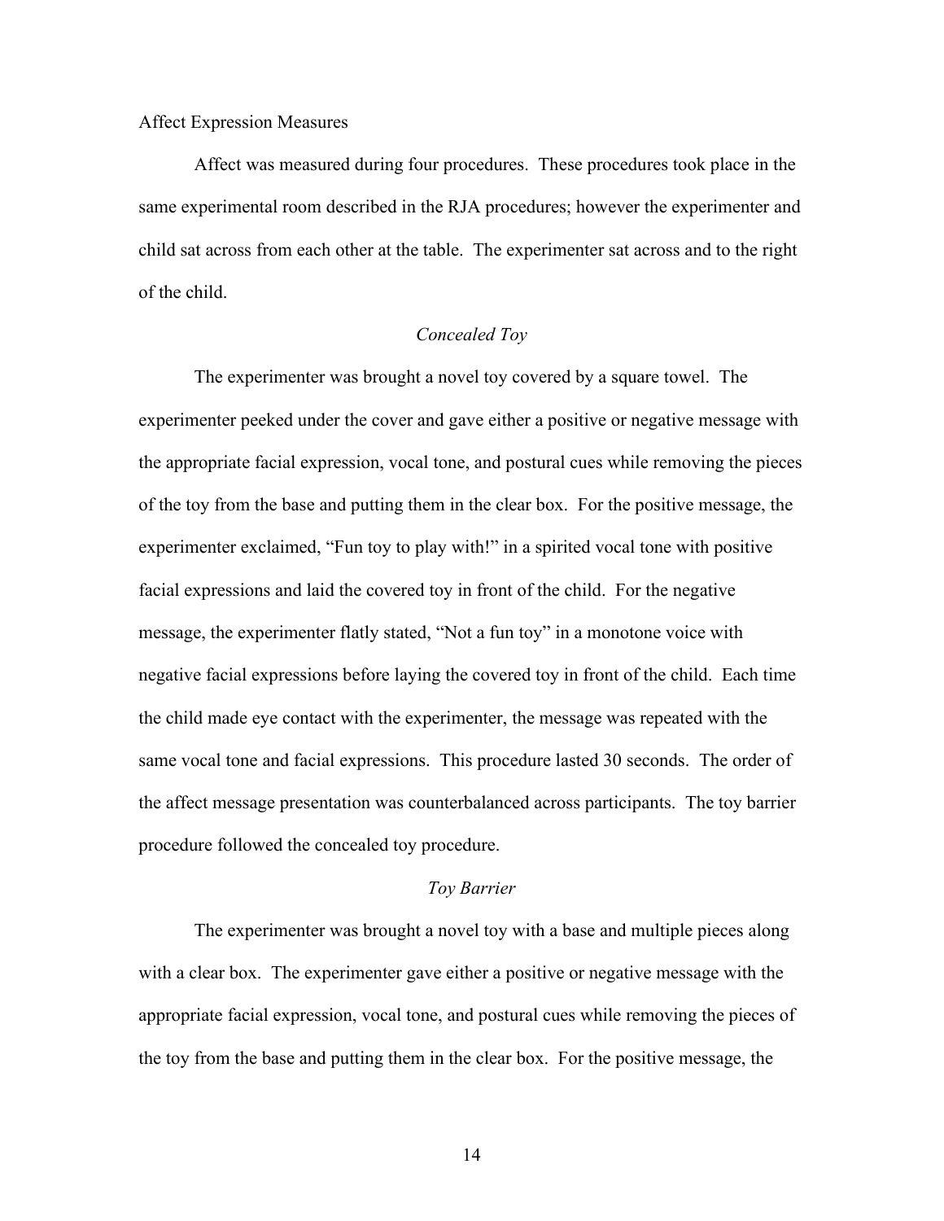Affect Expression Measures

Affect was measured during four procedures. These procedures took place in the same experimental room described in the RJA procedures; however the experimenter and child sat across from each other at the table. The experimenter sat across and to the right of the child.

### *Concealed Toy*

The experimenter was brought a novel toy covered by a square towel. The experimenter peeked under the cover and gave either a positive or negative message with the appropriate facial expression, vocal tone, and postural cues while removing the pieces of the toy from the base and putting them in the clear box. For the positive message, the experimenter exclaimed, "Fun toy to play with!" in a spirited vocal tone with positive facial expressions and laid the covered toy in front of the child. For the negative message, the experimenter flatly stated, "Not a fun toy" in a monotone voice with negative facial expressions before laying the covered toy in front of the child. Each time the child made eye contact with the experimenter, the message was repeated with the same vocal tone and facial expressions. This procedure lasted 30 seconds. The order of the affect message presentation was counterbalanced across participants. The toy barrier procedure followed the concealed toy procedure.

### *Toy Barrier*

The experimenter was brought a novel toy with a base and multiple pieces along with a clear box. The experimenter gave either a positive or negative message with the appropriate facial expression, vocal tone, and postural cues while removing the pieces of the toy from the base and putting them in the clear box. For the positive message, the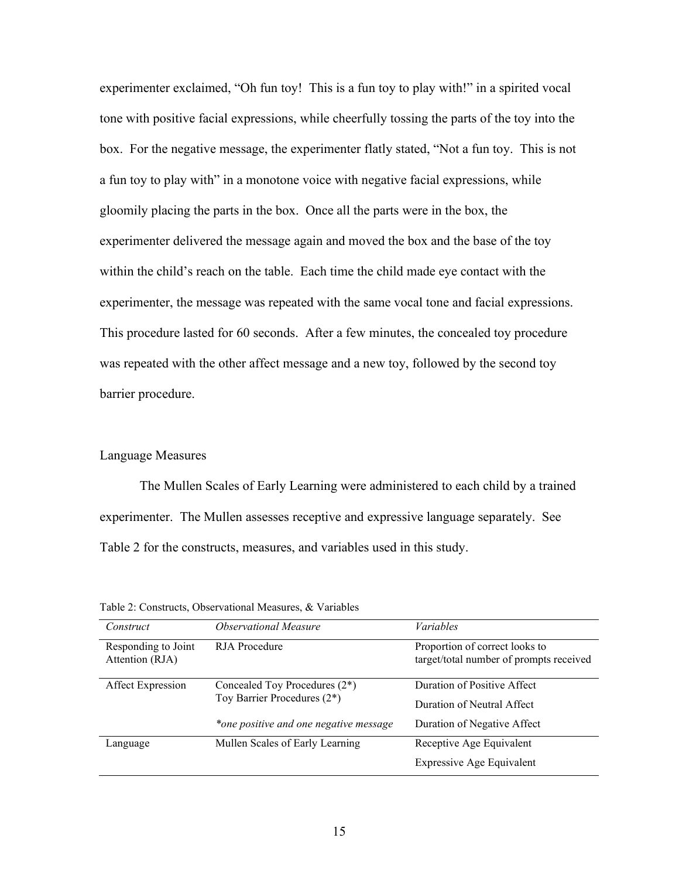experimenter exclaimed, "Oh fun toy! This is a fun toy to play with!" in a spirited vocal tone with positive facial expressions, while cheerfully tossing the parts of the toy into the box. For the negative message, the experimenter flatly stated, "Not a fun toy. This is not a fun toy to play with" in a monotone voice with negative facial expressions, while gloomily placing the parts in the box. Once all the parts were in the box, the experimenter delivered the message again and moved the box and the base of the toy within the child's reach on the table. Each time the child made eye contact with the experimenter, the message was repeated with the same vocal tone and facial expressions. This procedure lasted for 60 seconds. After a few minutes, the concealed toy procedure was repeated with the other affect message and a new toy, followed by the second toy barrier procedure.

## Language Measures

The Mullen Scales of Early Learning were administered to each child by a trained experimenter. The Mullen assesses receptive and expressive language separately. See Table 2 for the constructs, measures, and variables used in this study.

Table 2: Constructs, Observational Measures, & Variables

| *Construct* | *Observational Measure* | *Variables* |
|---|---|---|
| Responding to Joint Attention (RJA) | RJA Procedure | Proportion of correct looks to target/total number of prompts received |
| Affect Expression | Concealed Toy Procedures (2*) | Duration of Positive Affect |
| | Toy Barrier Procedures (2*) | Duration of Neutral Affect |
| | *\*one positive and one negative message* | Duration of Negative Affect |
| Language | Mullen Scales of Early Learning | Receptive Age Equivalent |
| | | Expressive Age Equivalent |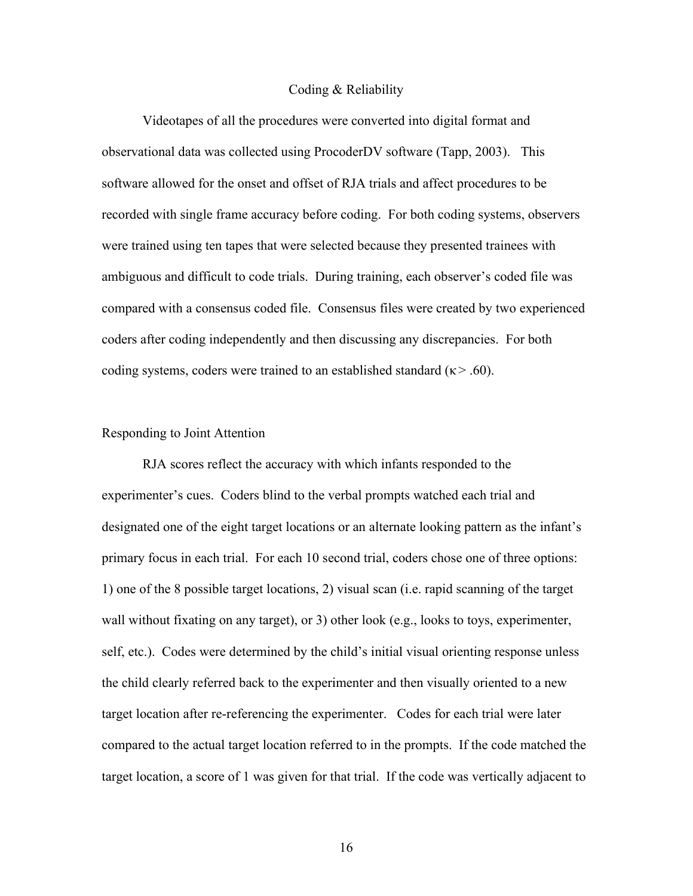## Coding & Reliability

Videotapes of all the procedures were converted into digital format and observational data was collected using ProcoderDV software (Tapp, 2003). This software allowed for the onset and offset of RJA trials and affect procedures to be recorded with single frame accuracy before coding. For both coding systems, observers were trained using ten tapes that were selected because they presented trainees with ambiguous and difficult to code trials. During training, each observer's coded file was compared with a consensus coded file. Consensus files were created by two experienced coders after coding independently and then discussing any discrepancies. For both coding systems, coders were trained to an established standard ($\kappa > .60$).

### Responding to Joint Attention

RJA scores reflect the accuracy with which infants responded to the experimenter's cues. Coders blind to the verbal prompts watched each trial and designated one of the eight target locations or an alternate looking pattern as the infant's primary focus in each trial. For each 10 second trial, coders chose one of three options: 1) one of the 8 possible target locations, 2) visual scan (i.e. rapid scanning of the target wall without fixating on any target), or 3) other look (e.g., looks to toys, experimenter, self, etc.). Codes were determined by the child's initial visual orienting response unless the child clearly referred back to the experimenter and then visually oriented to a new target location after re-referencing the experimenter. Codes for each trial were later compared to the actual target location referred to in the prompts. If the code matched the target location, a score of 1 was given for that trial. If the code was vertically adjacent to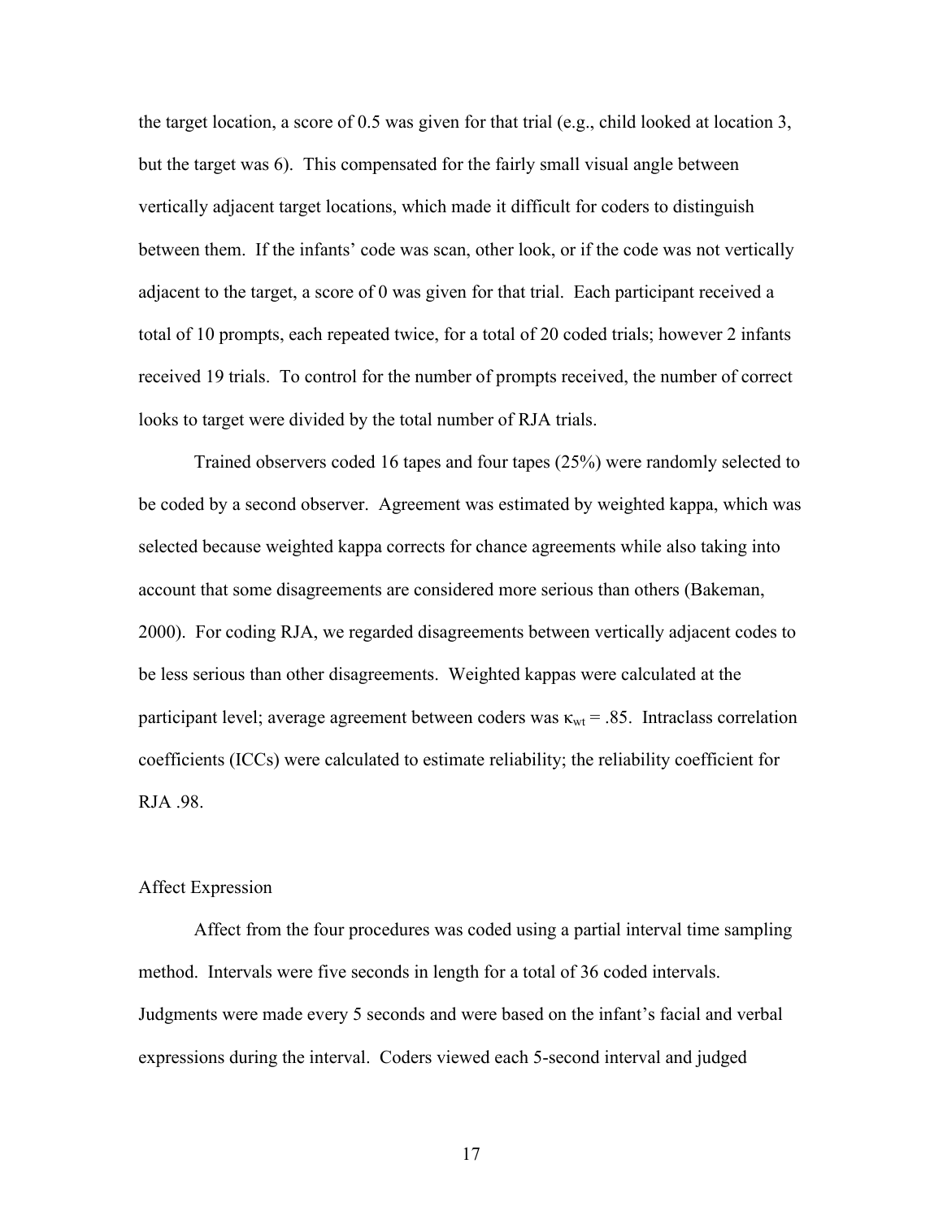the target location, a score of 0.5 was given for that trial (e.g., child looked at location 3, but the target was 6). This compensated for the fairly small visual angle between vertically adjacent target locations, which made it difficult for coders to distinguish between them. If the infants' code was scan, other look, or if the code was not vertically adjacent to the target, a score of 0 was given for that trial. Each participant received a total of 10 prompts, each repeated twice, for a total of 20 coded trials; however 2 infants received 19 trials. To control for the number of prompts received, the number of correct looks to target were divided by the total number of RJA trials.

Trained observers coded 16 tapes and four tapes (25%) were randomly selected to be coded by a second observer. Agreement was estimated by weighted kappa, which was selected because weighted kappa corrects for chance agreements while also taking into account that some disagreements are considered more serious than others (Bakeman, 2000). For coding RJA, we regarded disagreements between vertically adjacent codes to be less serious than other disagreements. Weighted kappas were calculated at the participant level; average agreement between coders was $\kappa_{wt} = .85$. Intraclass correlation coefficients (ICCs) were calculated to estimate reliability; the reliability coefficient for RJA .98.

Affect Expression

Affect from the four procedures was coded using a partial interval time sampling method. Intervals were five seconds in length for a total of 36 coded intervals. Judgments were made every 5 seconds and were based on the infant's facial and verbal expressions during the interval. Coders viewed each 5-second interval and judged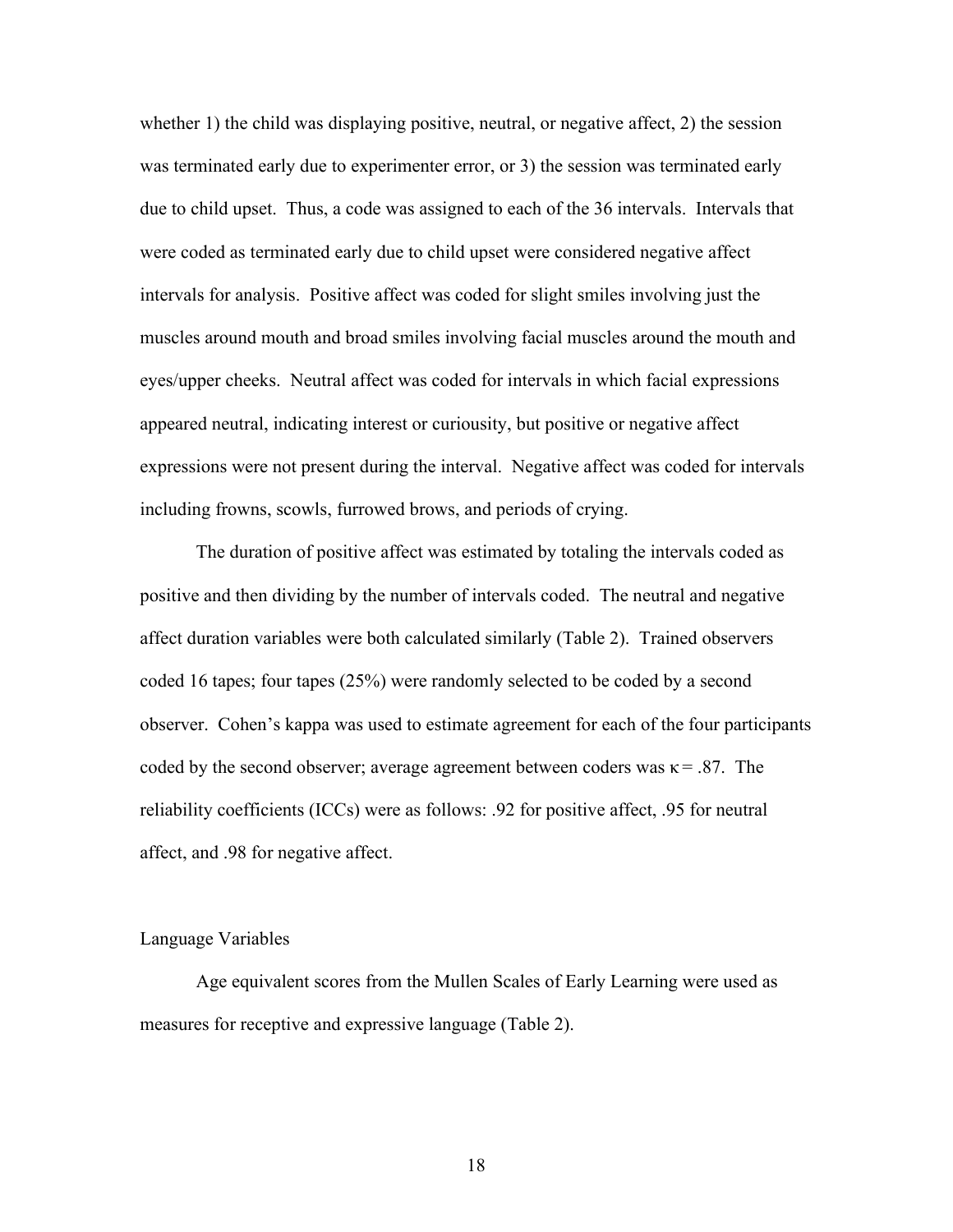whether 1) the child was displaying positive, neutral, or negative affect, 2) the session was terminated early due to experimenter error, or 3) the session was terminated early due to child upset. Thus, a code was assigned to each of the 36 intervals. Intervals that were coded as terminated early due to child upset were considered negative affect intervals for analysis. Positive affect was coded for slight smiles involving just the muscles around mouth and broad smiles involving facial muscles around the mouth and eyes/upper cheeks. Neutral affect was coded for intervals in which facial expressions appeared neutral, indicating interest or curiousity, but positive or negative affect expressions were not present during the interval. Negative affect was coded for intervals including frowns, scowls, furrowed brows, and periods of crying.

The duration of positive affect was estimated by totaling the intervals coded as positive and then dividing by the number of intervals coded. The neutral and negative affect duration variables were both calculated similarly (Table 2). Trained observers coded 16 tapes; four tapes (25%) were randomly selected to be coded by a second observer. Cohen's kappa was used to estimate agreement for each of the four participants coded by the second observer; average agreement between coders was $\kappa = .87$. The reliability coefficients (ICCs) were as follows: .92 for positive affect, .95 for neutral affect, and .98 for negative affect.

### Language Variables

Age equivalent scores from the Mullen Scales of Early Learning were used as measures for receptive and expressive language (Table 2).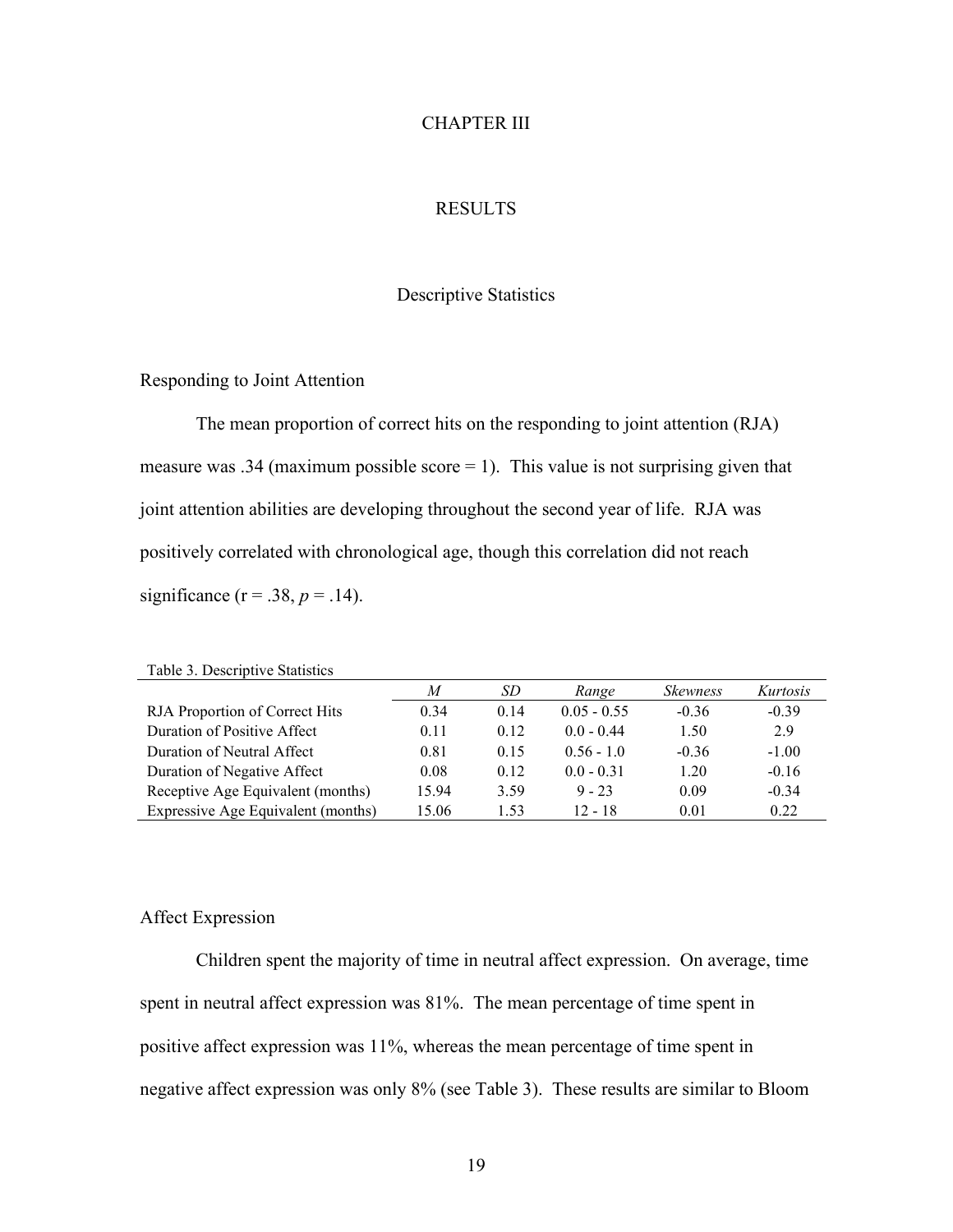# CHAPTER III

# RESULTS

## Descriptive Statistics

### Responding to Joint Attention

The mean proportion of correct hits on the responding to joint attention (RJA) measure was .34 (maximum possible score = 1). This value is not surprising given that joint attention abilities are developing throughout the second year of life. RJA was positively correlated with chronological age, though this correlation did not reach significance ($r = .38$, $p = .14$).

Table 3. Descriptive Statistics

| | *M* | *SD* | *Range* | *Skewness* | *Kurtosis* |
|---|---|---|---|---|---|
| RJA Proportion of Correct Hits | 0.34 | 0.14 | 0.05 - 0.55 | -0.36 | -0.39 |
| Duration of Positive Affect | 0.11 | 0.12 | 0.0 - 0.44 | 1.50 | 2.9 |
| Duration of Neutral Affect | 0.81 | 0.15 | 0.56 - 1.0 | -0.36 | -1.00 |
| Duration of Negative Affect | 0.08 | 0.12 | 0.0 - 0.31 | 1.20 | -0.16 |
| Receptive Age Equivalent (months) | 15.94 | 3.59 | 9 - 23 | 0.09 | -0.34 |
| Expressive Age Equivalent (months) | 15.06 | 1.53 | 12 - 18 | 0.01 | 0.22 |

### Affect Expression

Children spent the majority of time in neutral affect expression. On average, time spent in neutral affect expression was 81%. The mean percentage of time spent in positive affect expression was 11%, whereas the mean percentage of time spent in negative affect expression was only 8% (see Table 3). These results are similar to Bloom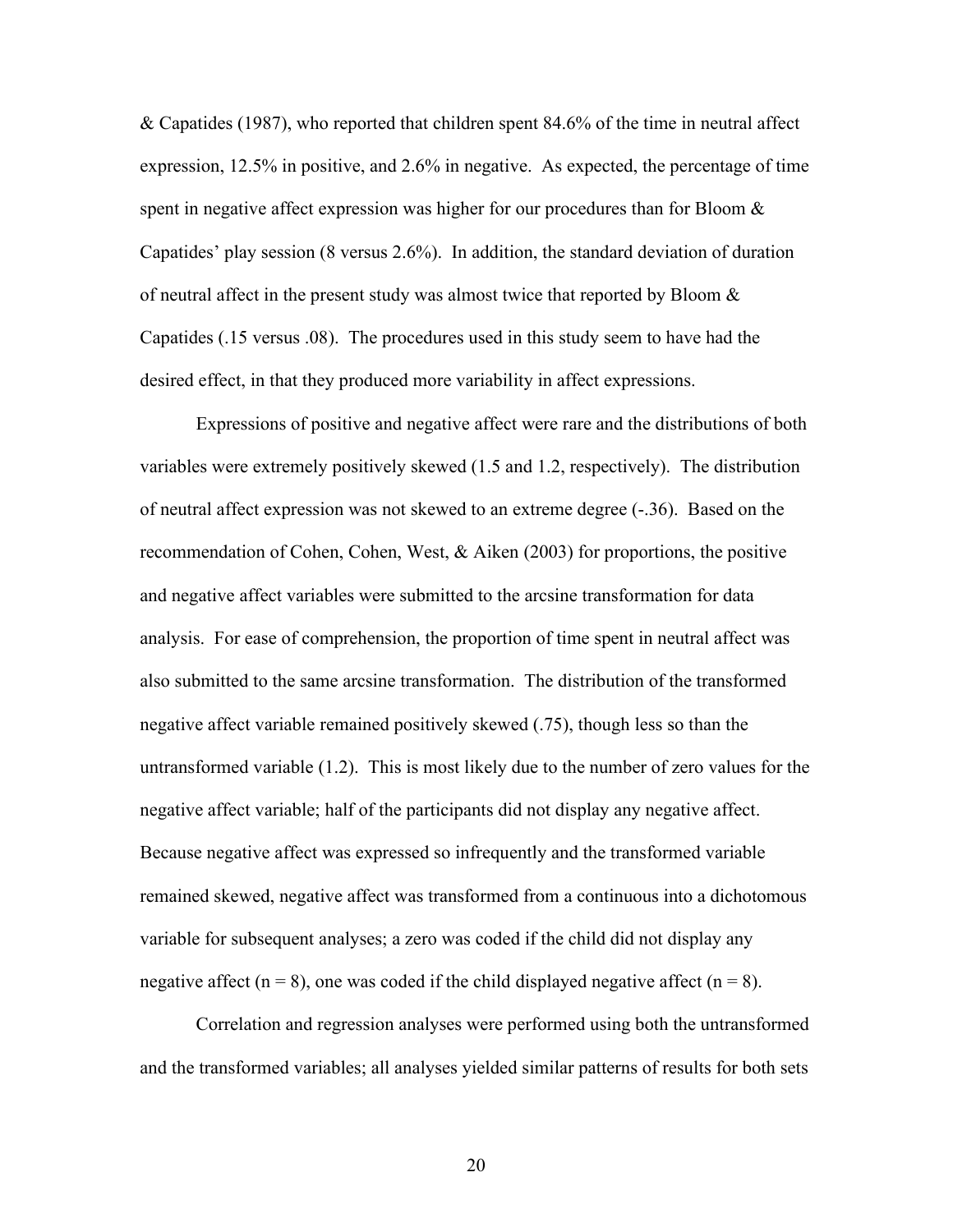& Capatides (1987), who reported that children spent 84.6% of the time in neutral affect expression, 12.5% in positive, and 2.6% in negative. As expected, the percentage of time spent in negative affect expression was higher for our procedures than for Bloom & Capatides' play session (8 versus 2.6%). In addition, the standard deviation of duration of neutral affect in the present study was almost twice that reported by Bloom & Capatides (.15 versus .08). The procedures used in this study seem to have had the desired effect, in that they produced more variability in affect expressions.

Expressions of positive and negative affect were rare and the distributions of both variables were extremely positively skewed (1.5 and 1.2, respectively). The distribution of neutral affect expression was not skewed to an extreme degree (-.36). Based on the recommendation of Cohen, Cohen, West, & Aiken (2003) for proportions, the positive and negative affect variables were submitted to the arcsine transformation for data analysis. For ease of comprehension, the proportion of time spent in neutral affect was also submitted to the same arcsine transformation. The distribution of the transformed negative affect variable remained positively skewed (.75), though less so than the untransformed variable (1.2). This is most likely due to the number of zero values for the negative affect variable; half of the participants did not display any negative affect. Because negative affect was expressed so infrequently and the transformed variable remained skewed, negative affect was transformed from a continuous into a dichotomous variable for subsequent analyses; a zero was coded if the child did not display any negative affect ($n = 8$), one was coded if the child displayed negative affect ($n = 8$).

Correlation and regression analyses were performed using both the untransformed and the transformed variables; all analyses yielded similar patterns of results for both sets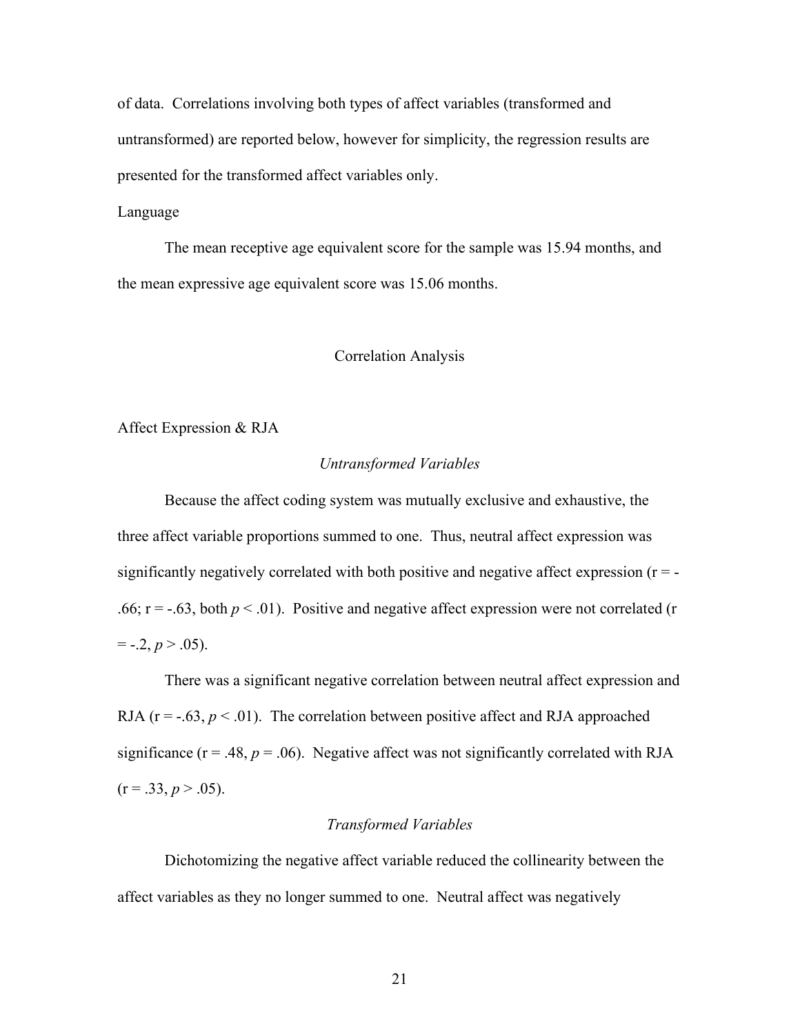of data. Correlations involving both types of affect variables (transformed and untransformed) are reported below, however for simplicity, the regression results are presented for the transformed affect variables only.

Language

The mean receptive age equivalent score for the sample was 15.94 months, and the mean expressive age equivalent score was 15.06 months.

## Correlation Analysis

### Affect Expression & RJA

*Untransformed Variables*

Because the affect coding system was mutually exclusive and exhaustive, the three affect variable proportions summed to one. Thus, neutral affect expression was significantly negatively correlated with both positive and negative affect expression ($r = -.66$; $r = -.63$, both $p < .01$). Positive and negative affect expression were not correlated ($r = -.2$, $p > .05$).

There was a significant negative correlation between neutral affect expression and RJA ($r = -.63$, $p < .01$). The correlation between positive affect and RJA approached significance ($r = .48$, $p = .06$). Negative affect was not significantly correlated with RJA ($r = .33$, $p > .05$).

*Transformed Variables*

Dichotomizing the negative affect variable reduced the collinearity between the affect variables as they no longer summed to one. Neutral affect was negatively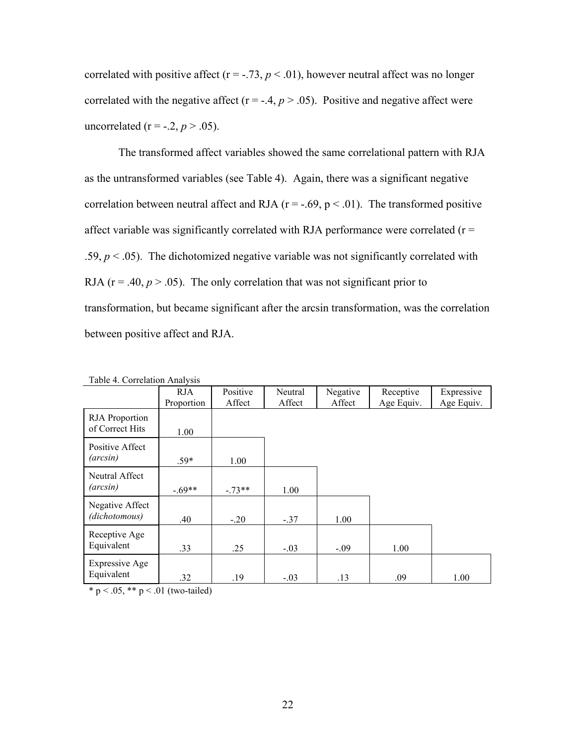correlated with positive affect ($r = -.73$, $p < .01$), however neutral affect was no longer correlated with the negative affect ($r = -.4$, $p > .05$). Positive and negative affect were uncorrelated ($r = -.2$, $p > .05$).

The transformed affect variables showed the same correlational pattern with RJA as the untransformed variables (see Table 4). Again, there was a significant negative correlation between neutral affect and RJA ($r = -.69$, $p < .01$). The transformed positive affect variable was significantly correlated with RJA performance were correlated ($r = .59$, $p < .05$). The dichotomized negative variable was not significantly correlated with RJA ($r = .40$, $p > .05$). The only correlation that was not significant prior to transformation, but became significant after the arcsin transformation, was the correlation between positive affect and RJA.

Table 4. Correlation Analysis

| | RJA Proportion | Positive Affect | Neutral Affect | Negative Affect | Receptive Age Equiv. | Expressive Age Equiv. |
|---|---|---|---|---|---|---|
| RJA Proportion of Correct Hits | 1.00 | | | | | |
| Positive Affect *(arcsin)* | .59* | 1.00 | | | | |
| Neutral Affect *(arcsin)* | -.69** | -.73** | 1.00 | | | |
| Negative Affect *(dichotomous)* | .40 | -.20 | -.37 | 1.00 | | |
| Receptive Age Equivalent | .33 | .25 | -.03 | -.09 | 1.00 | |
| Expressive Age Equivalent | .32 | .19 | -.03 | .13 | .09 | 1.00 |

* $p < .05$, ** $p < .01$ (two-tailed)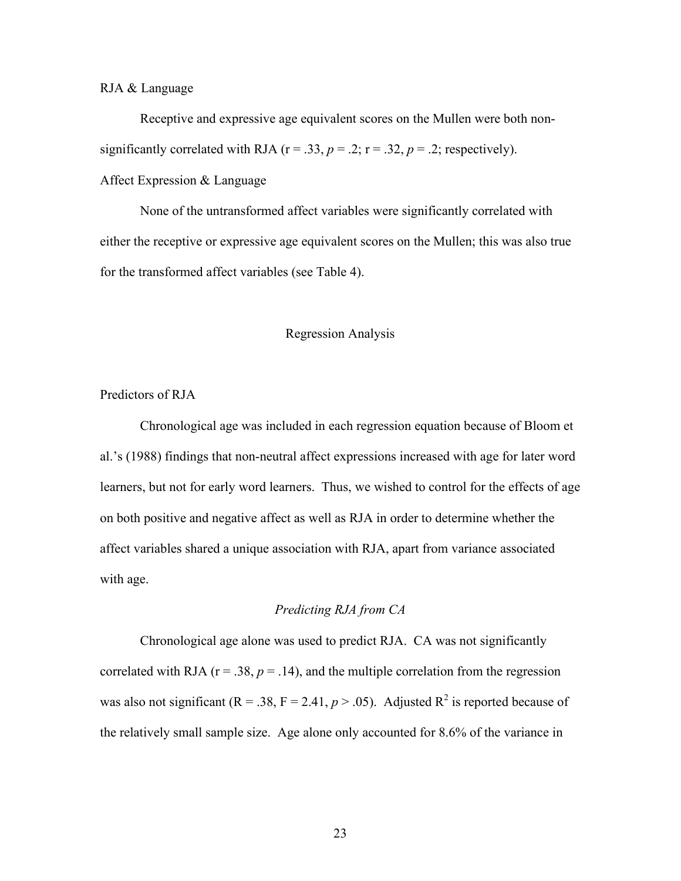RJA & Language

Receptive and expressive age equivalent scores on the Mullen were both non-significantly correlated with RJA ($r = .33$, $p = .2$; $r = .32$, $p = .2$; respectively).

Affect Expression & Language

None of the untransformed affect variables were significantly correlated with either the receptive or expressive age equivalent scores on the Mullen; this was also true for the transformed affect variables (see Table 4).

## Regression Analysis

Predictors of RJA

Chronological age was included in each regression equation because of Bloom et al.'s (1988) findings that non-neutral affect expressions increased with age for later word learners, but not for early word learners. Thus, we wished to control for the effects of age on both positive and negative affect as well as RJA in order to determine whether the affect variables shared a unique association with RJA, apart from variance associated with age.

*Predicting RJA from CA*

Chronological age alone was used to predict RJA. CA was not significantly correlated with RJA ($r = .38$, $p = .14$), and the multiple correlation from the regression was also not significant ($R = .38$, $F = 2.41$, $p > .05$). Adjusted $R^2$ is reported because of the relatively small sample size. Age alone only accounted for 8.6% of the variance in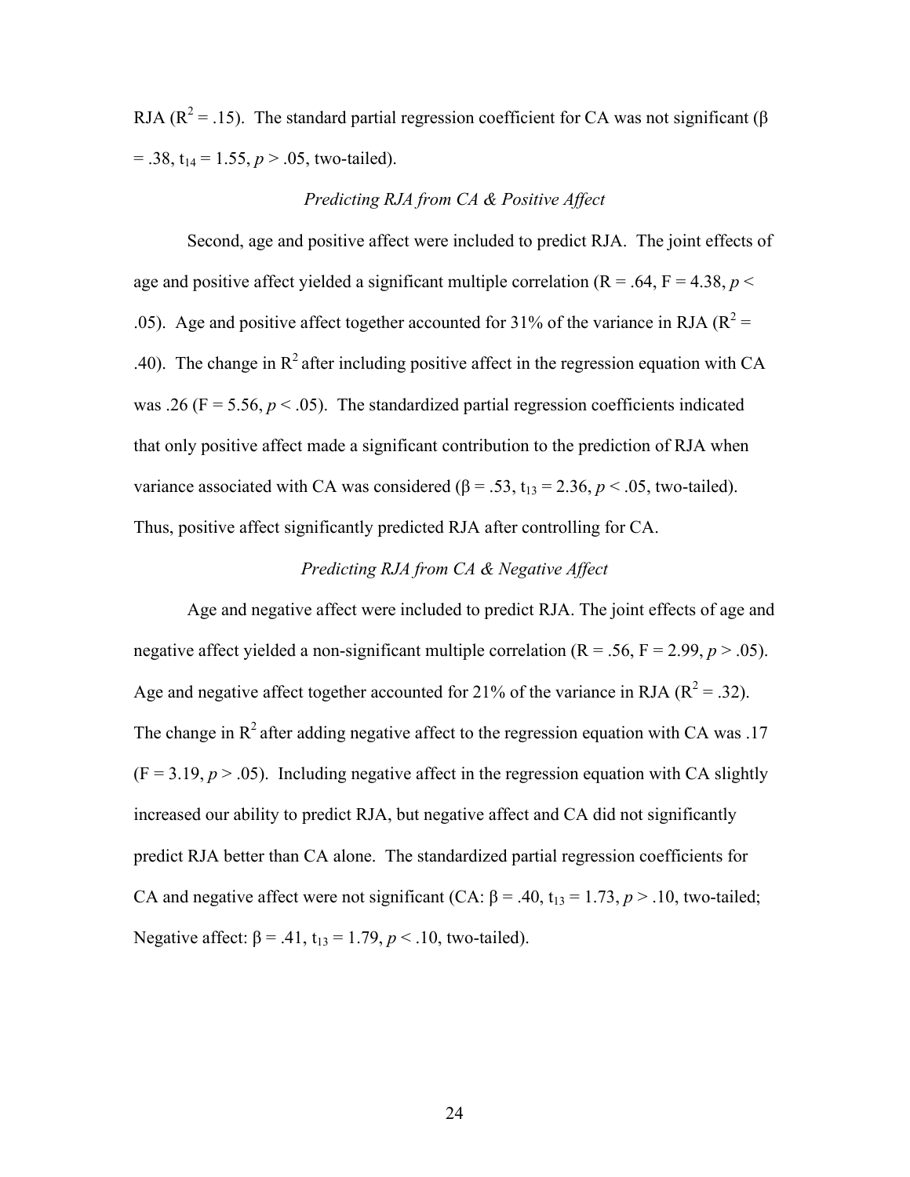RJA ($R^2 = .15$). The standard partial regression coefficient for CA was not significant ($\beta = .38$, $t_{14} = 1.55$, $p > .05$, two-tailed).

### *Predicting RJA from CA & Positive Affect*

Second, age and positive affect were included to predict RJA. The joint effects of age and positive affect yielded a significant multiple correlation ($R = .64$, $F = 4.38$, $p < .05$). Age and positive affect together accounted for 31% of the variance in RJA ($R^2 = .40$). The change in $R^2$ after including positive affect in the regression equation with CA was .26 ($F = 5.56$, $p < .05$). The standardized partial regression coefficients indicated that only positive affect made a significant contribution to the prediction of RJA when variance associated with CA was considered ($\beta = .53$, $t_{13} = 2.36$, $p < .05$, two-tailed). Thus, positive affect significantly predicted RJA after controlling for CA.

### *Predicting RJA from CA & Negative Affect*

Age and negative affect were included to predict RJA. The joint effects of age and negative affect yielded a non-significant multiple correlation ($R = .56$, $F = 2.99$, $p > .05$). Age and negative affect together accounted for 21% of the variance in RJA ($R^2 = .32$). The change in $R^2$ after adding negative affect to the regression equation with CA was .17 ($F = 3.19$, $p > .05$). Including negative affect in the regression equation with CA slightly increased our ability to predict RJA, but negative affect and CA did not significantly predict RJA better than CA alone. The standardized partial regression coefficients for CA and negative affect were not significant (CA: $\beta = .40$, $t_{13} = 1.73$, $p > .10$, two-tailed; Negative affect: $\beta = .41$, $t_{13} = 1.79$, $p < .10$, two-tailed).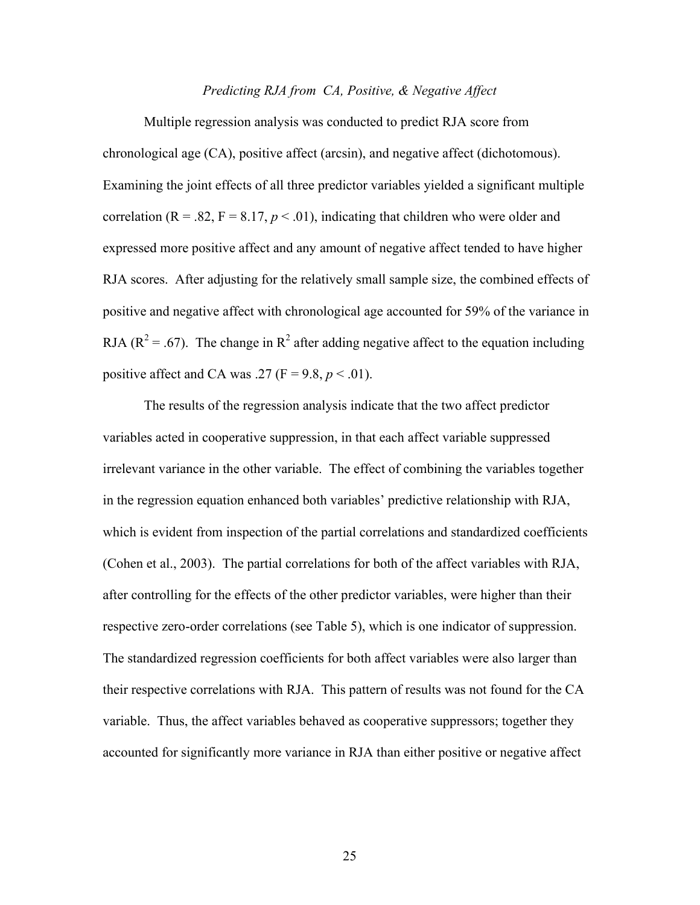### *Predicting RJA from CA, Positive, & Negative Affect*

Multiple regression analysis was conducted to predict RJA score from chronological age (CA), positive affect (arcsin), and negative affect (dichotomous). Examining the joint effects of all three predictor variables yielded a significant multiple correlation (R = .82, F = 8.17, $p < .01$), indicating that children who were older and expressed more positive affect and any amount of negative affect tended to have higher RJA scores. After adjusting for the relatively small sample size, the combined effects of positive and negative affect with chronological age accounted for 59% of the variance in RJA ($R^2 = .67$). The change in $R^2$ after adding negative affect to the equation including positive affect and CA was .27 (F = 9.8, $p < .01$).

The results of the regression analysis indicate that the two affect predictor variables acted in cooperative suppression, in that each affect variable suppressed irrelevant variance in the other variable. The effect of combining the variables together in the regression equation enhanced both variables' predictive relationship with RJA, which is evident from inspection of the partial correlations and standardized coefficients (Cohen et al., 2003). The partial correlations for both of the affect variables with RJA, after controlling for the effects of the other predictor variables, were higher than their respective zero-order correlations (see Table 5), which is one indicator of suppression. The standardized regression coefficients for both affect variables were also larger than their respective correlations with RJA. This pattern of results was not found for the CA variable. Thus, the affect variables behaved as cooperative suppressors; together they accounted for significantly more variance in RJA than either positive or negative affect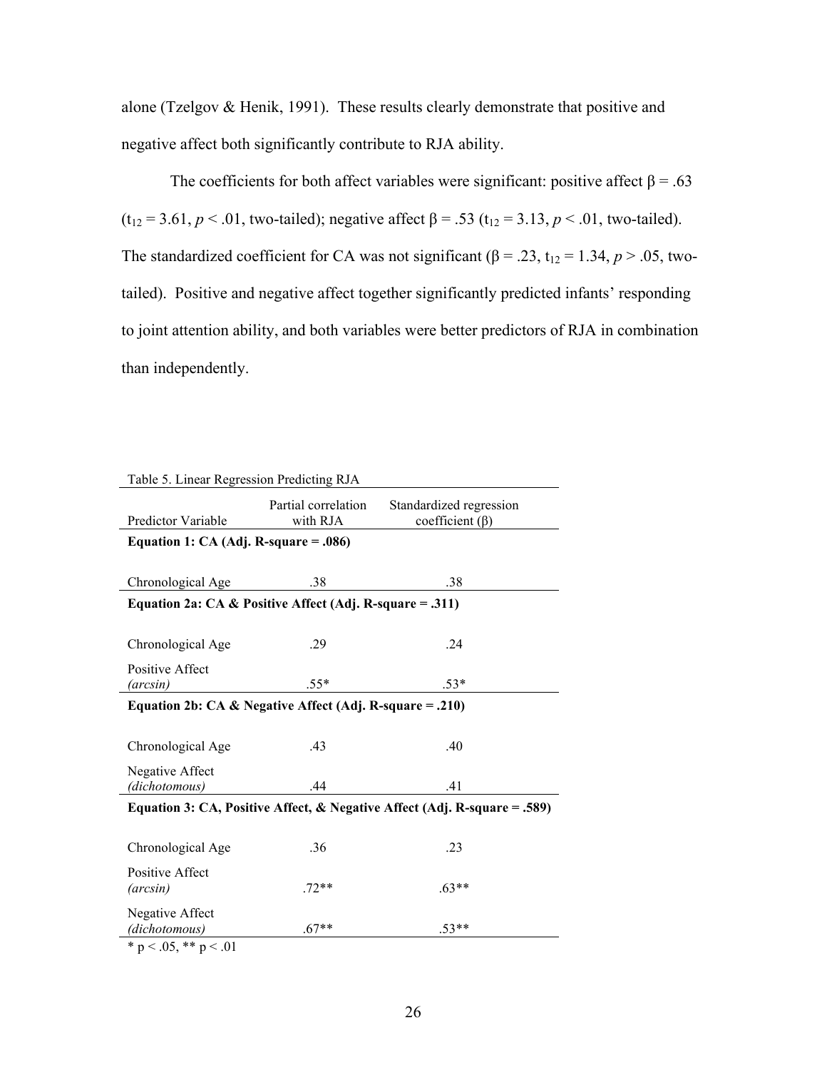alone (Tzelgov & Henik, 1991). These results clearly demonstrate that positive and negative affect both significantly contribute to RJA ability.

The coefficients for both affect variables were significant: positive affect β = .63 ($t_{12}$ = 3.61, *p* < .01, two-tailed); negative affect β = .53 ($t_{12}$ = 3.13, *p* < .01, two-tailed). The standardized coefficient for CA was not significant (β = .23, $t_{12}$ = 1.34, *p* > .05, two-tailed). Positive and negative affect together significantly predicted infants' responding to joint attention ability, and both variables were better predictors of RJA in combination than independently.

Table 5. Linear Regression Predicting RJA

| Predictor Variable | Partial correlation with RJA | Standardized regression coefficient (β) |
|---|---|---|
| **Equation 1: CA (Adj. R-square = .086)** | | |
| Chronological Age | .38 | .38 |
| **Equation 2a: CA & Positive Affect (Adj. R-square = .311)** | | |
| Chronological Age | .29 | .24 |
| Positive Affect *(arcsin)* | .55* | .53* |
| **Equation 2b: CA & Negative Affect (Adj. R-square = .210)** | | |
| Chronological Age | .43 | .40 |
| Negative Affect *(dichotomous)* | .44 | .41 |
| **Equation 3: CA, Positive Affect, & Negative Affect (Adj. R-square = .589)** | | |
| Chronological Age | .36 | .23 |
| Positive Affect *(arcsin)* | .72** | .63** |
| Negative Affect *(dichotomous)* | .67** | .53** |

\* p < .05, ** p < .01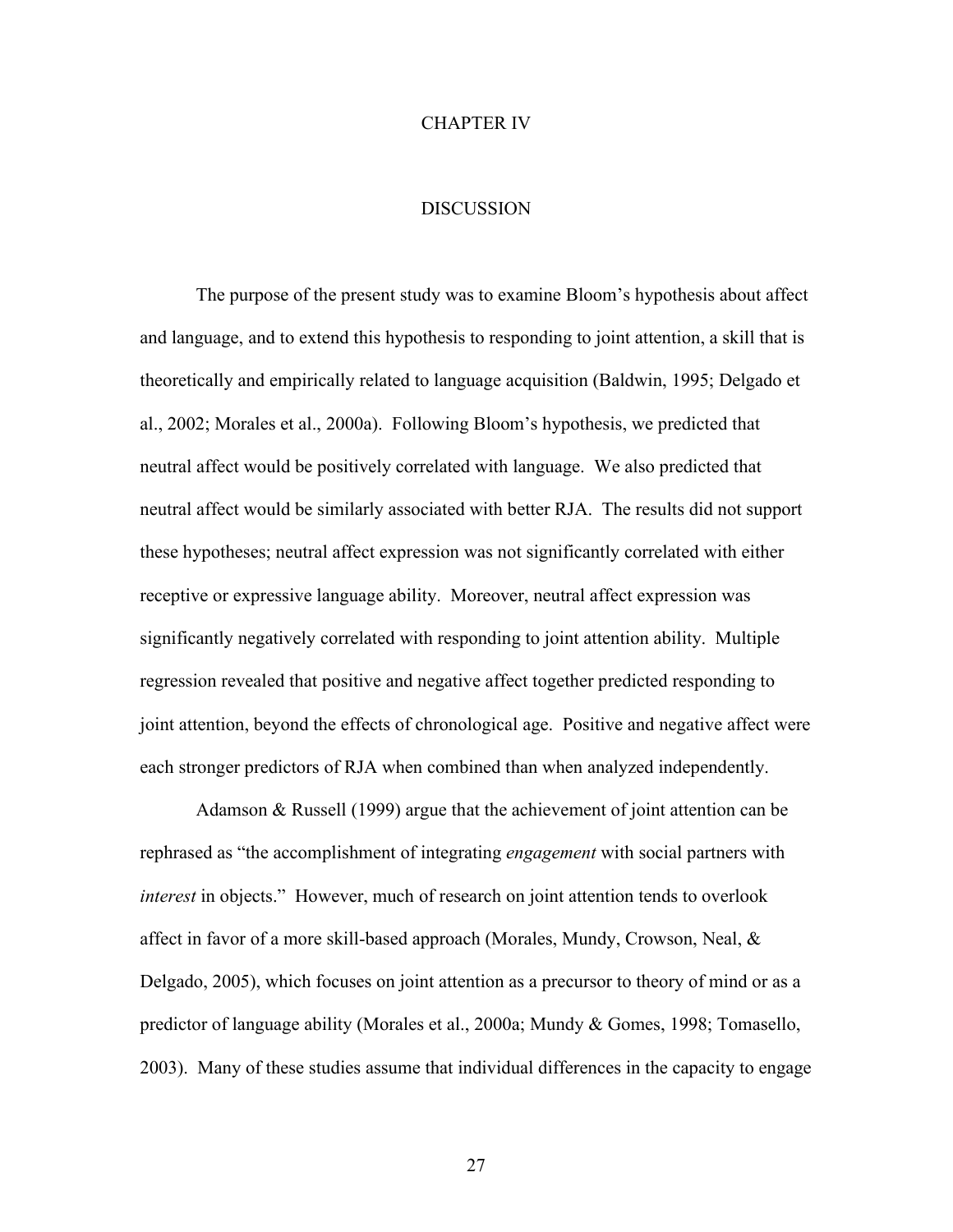# CHAPTER IV

## DISCUSSION

The purpose of the present study was to examine Bloom's hypothesis about affect and language, and to extend this hypothesis to responding to joint attention, a skill that is theoretically and empirically related to language acquisition (Baldwin, 1995; Delgado et al., 2002; Morales et al., 2000a). Following Bloom's hypothesis, we predicted that neutral affect would be positively correlated with language. We also predicted that neutral affect would be similarly associated with better RJA. The results did not support these hypotheses; neutral affect expression was not significantly correlated with either receptive or expressive language ability. Moreover, neutral affect expression was significantly negatively correlated with responding to joint attention ability. Multiple regression revealed that positive and negative affect together predicted responding to joint attention, beyond the effects of chronological age. Positive and negative affect were each stronger predictors of RJA when combined than when analyzed independently.

Adamson & Russell (1999) argue that the achievement of joint attention can be rephrased as "the accomplishment of integrating *engagement* with social partners with *interest* in objects." However, much of research on joint attention tends to overlook affect in favor of a more skill-based approach (Morales, Mundy, Crowson, Neal, & Delgado, 2005), which focuses on joint attention as a precursor to theory of mind or as a predictor of language ability (Morales et al., 2000a; Mundy & Gomes, 1998; Tomasello, 2003). Many of these studies assume that individual differences in the capacity to engage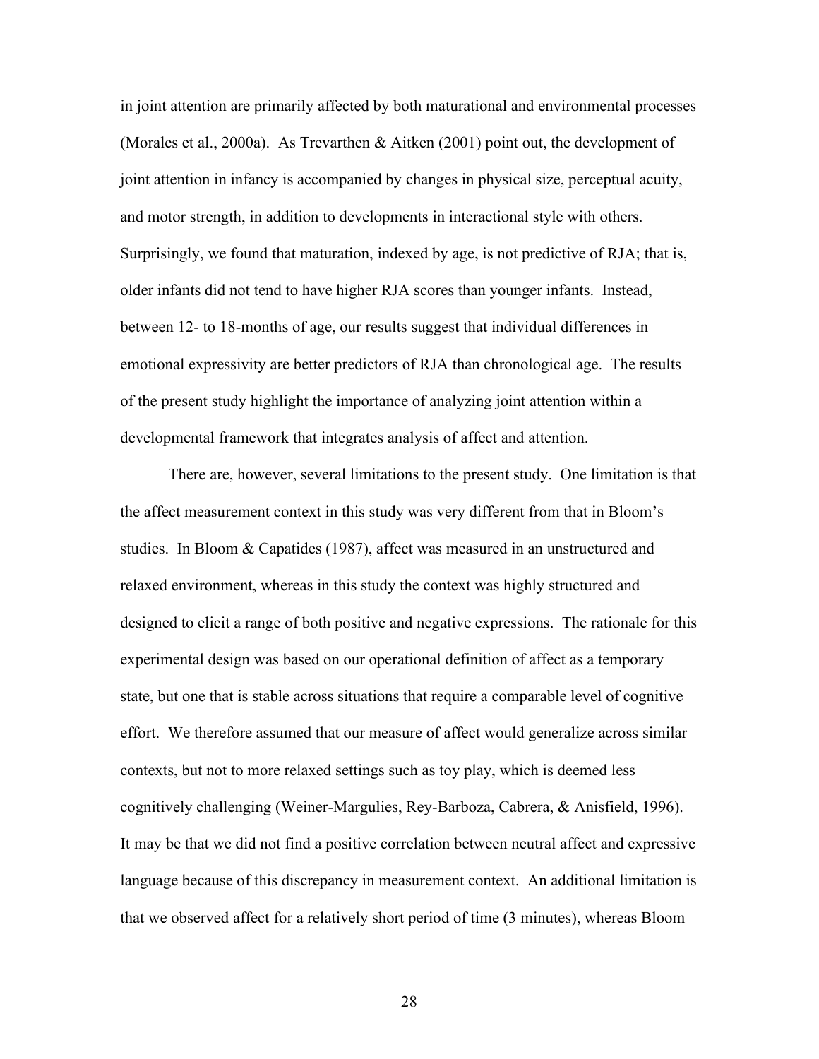in joint attention are primarily affected by both maturational and environmental processes (Morales et al., 2000a). As Trevarthen & Aitken (2001) point out, the development of joint attention in infancy is accompanied by changes in physical size, perceptual acuity, and motor strength, in addition to developments in interactional style with others. Surprisingly, we found that maturation, indexed by age, is not predictive of RJA; that is, older infants did not tend to have higher RJA scores than younger infants. Instead, between 12- to 18-months of age, our results suggest that individual differences in emotional expressivity are better predictors of RJA than chronological age. The results of the present study highlight the importance of analyzing joint attention within a developmental framework that integrates analysis of affect and attention.

There are, however, several limitations to the present study. One limitation is that the affect measurement context in this study was very different from that in Bloom's studies. In Bloom & Capatides (1987), affect was measured in an unstructured and relaxed environment, whereas in this study the context was highly structured and designed to elicit a range of both positive and negative expressions. The rationale for this experimental design was based on our operational definition of affect as a temporary state, but one that is stable across situations that require a comparable level of cognitive effort. We therefore assumed that our measure of affect would generalize across similar contexts, but not to more relaxed settings such as toy play, which is deemed less cognitively challenging (Weiner-Margulies, Rey-Barboza, Cabrera, & Anisfield, 1996). It may be that we did not find a positive correlation between neutral affect and expressive language because of this discrepancy in measurement context. An additional limitation is that we observed affect for a relatively short period of time (3 minutes), whereas Bloom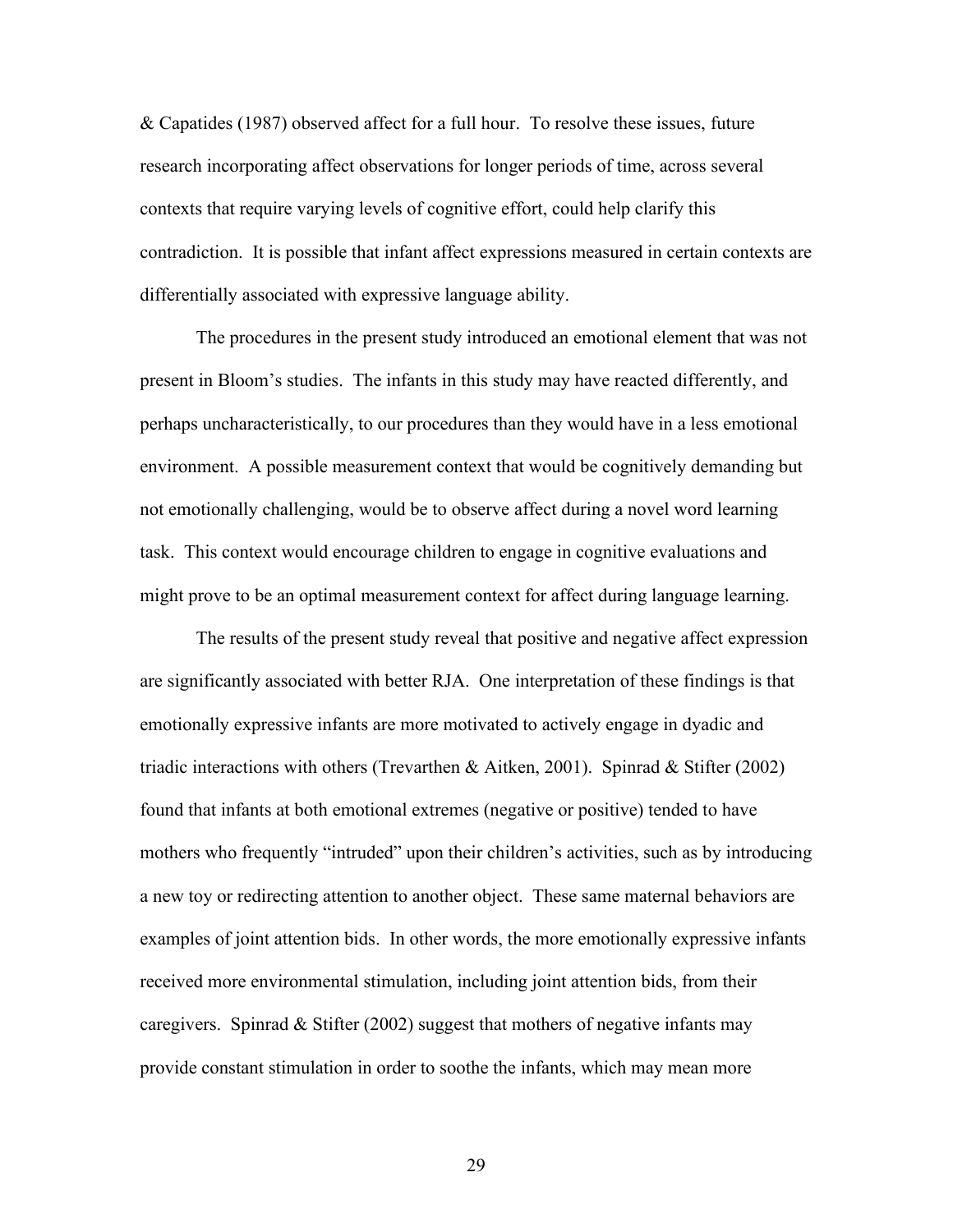& Capatides (1987) observed affect for a full hour. To resolve these issues, future research incorporating affect observations for longer periods of time, across several contexts that require varying levels of cognitive effort, could help clarify this contradiction. It is possible that infant affect expressions measured in certain contexts are differentially associated with expressive language ability.

The procedures in the present study introduced an emotional element that was not present in Bloom's studies. The infants in this study may have reacted differently, and perhaps uncharacteristically, to our procedures than they would have in a less emotional environment. A possible measurement context that would be cognitively demanding but not emotionally challenging, would be to observe affect during a novel word learning task. This context would encourage children to engage in cognitive evaluations and might prove to be an optimal measurement context for affect during language learning.

The results of the present study reveal that positive and negative affect expression are significantly associated with better RJA. One interpretation of these findings is that emotionally expressive infants are more motivated to actively engage in dyadic and triadic interactions with others (Trevarthen & Aitken, 2001). Spinrad & Stifter (2002) found that infants at both emotional extremes (negative or positive) tended to have mothers who frequently "intruded" upon their children's activities, such as by introducing a new toy or redirecting attention to another object. These same maternal behaviors are examples of joint attention bids. In other words, the more emotionally expressive infants received more environmental stimulation, including joint attention bids, from their caregivers. Spinrad & Stifter (2002) suggest that mothers of negative infants may provide constant stimulation in order to soothe the infants, which may mean more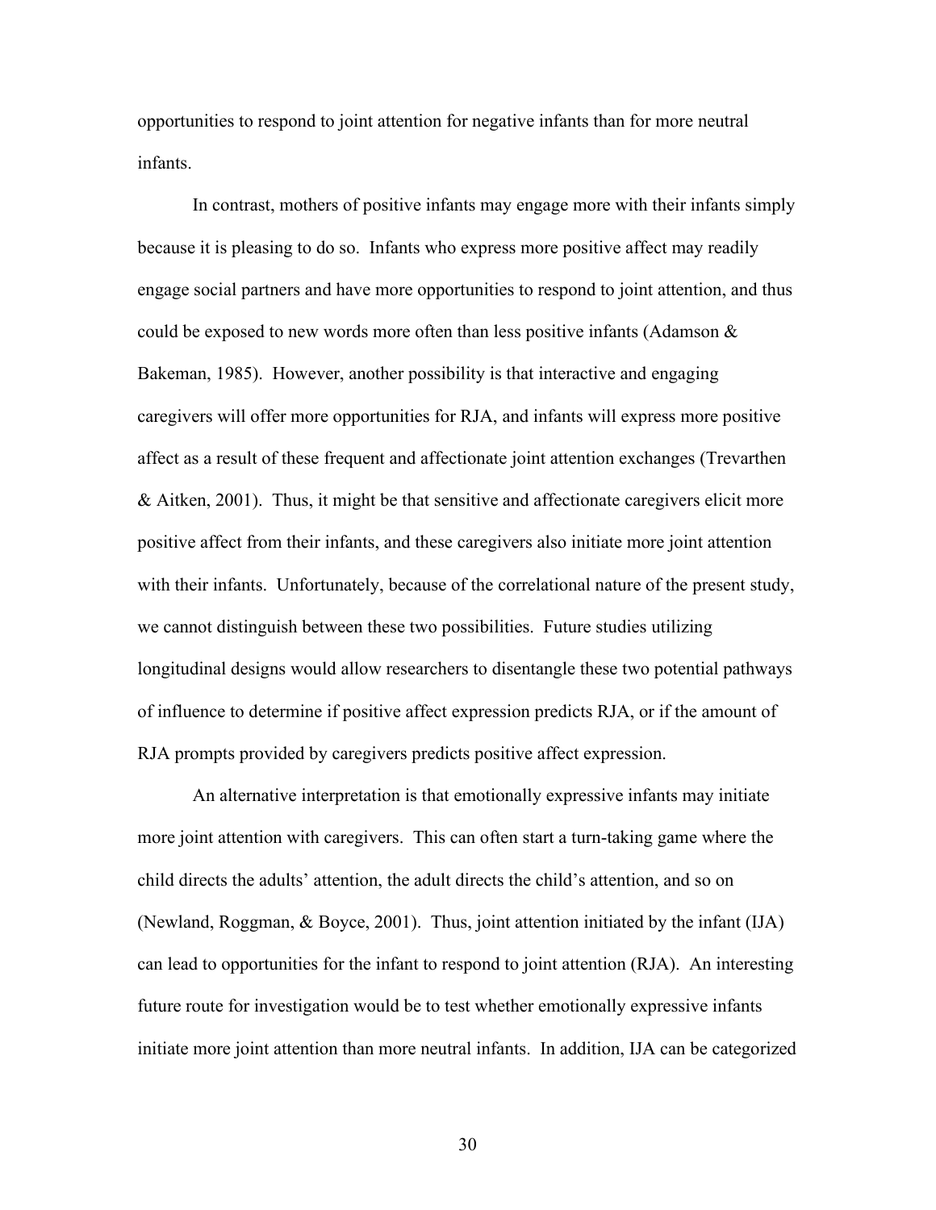opportunities to respond to joint attention for negative infants than for more neutral infants.

In contrast, mothers of positive infants may engage more with their infants simply because it is pleasing to do so. Infants who express more positive affect may readily engage social partners and have more opportunities to respond to joint attention, and thus could be exposed to new words more often than less positive infants (Adamson & Bakeman, 1985). However, another possibility is that interactive and engaging caregivers will offer more opportunities for RJA, and infants will express more positive affect as a result of these frequent and affectionate joint attention exchanges (Trevarthen & Aitken, 2001). Thus, it might be that sensitive and affectionate caregivers elicit more positive affect from their infants, and these caregivers also initiate more joint attention with their infants. Unfortunately, because of the correlational nature of the present study, we cannot distinguish between these two possibilities. Future studies utilizing longitudinal designs would allow researchers to disentangle these two potential pathways of influence to determine if positive affect expression predicts RJA, or if the amount of RJA prompts provided by caregivers predicts positive affect expression.

An alternative interpretation is that emotionally expressive infants may initiate more joint attention with caregivers. This can often start a turn-taking game where the child directs the adults' attention, the adult directs the child's attention, and so on (Newland, Roggman, & Boyce, 2001). Thus, joint attention initiated by the infant (IJA) can lead to opportunities for the infant to respond to joint attention (RJA). An interesting future route for investigation would be to test whether emotionally expressive infants initiate more joint attention than more neutral infants. In addition, IJA can be categorized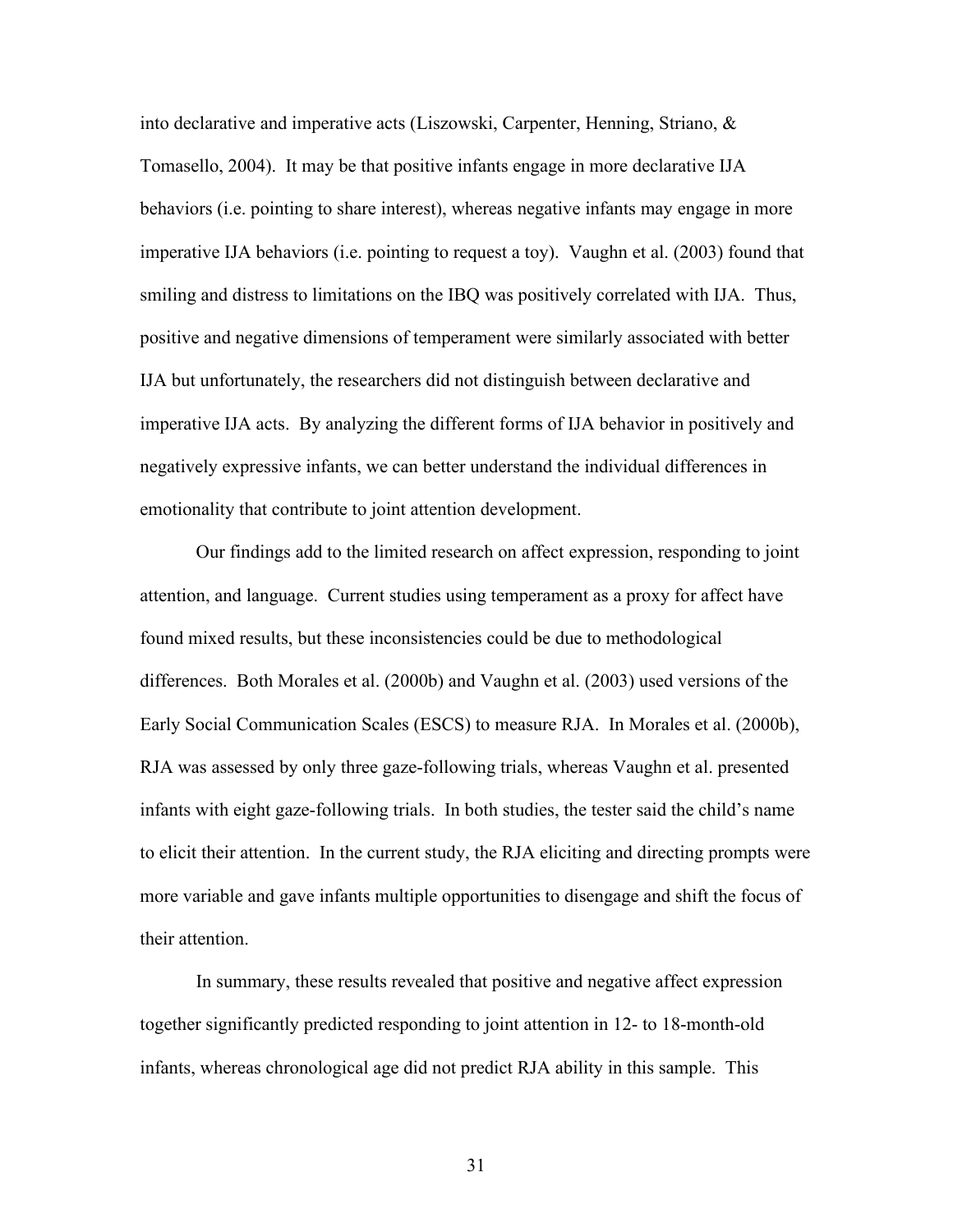into declarative and imperative acts (Liszowski, Carpenter, Henning, Striano, & Tomasello, 2004). It may be that positive infants engage in more declarative IJA behaviors (i.e. pointing to share interest), whereas negative infants may engage in more imperative IJA behaviors (i.e. pointing to request a toy). Vaughn et al. (2003) found that smiling and distress to limitations on the IBQ was positively correlated with IJA. Thus, positive and negative dimensions of temperament were similarly associated with better IJA but unfortunately, the researchers did not distinguish between declarative and imperative IJA acts. By analyzing the different forms of IJA behavior in positively and negatively expressive infants, we can better understand the individual differences in emotionality that contribute to joint attention development.

Our findings add to the limited research on affect expression, responding to joint attention, and language. Current studies using temperament as a proxy for affect have found mixed results, but these inconsistencies could be due to methodological differences. Both Morales et al. (2000b) and Vaughn et al. (2003) used versions of the Early Social Communication Scales (ESCS) to measure RJA. In Morales et al. (2000b), RJA was assessed by only three gaze-following trials, whereas Vaughn et al. presented infants with eight gaze-following trials. In both studies, the tester said the child's name to elicit their attention. In the current study, the RJA eliciting and directing prompts were more variable and gave infants multiple opportunities to disengage and shift the focus of their attention.

In summary, these results revealed that positive and negative affect expression together significantly predicted responding to joint attention in 12- to 18-month-old infants, whereas chronological age did not predict RJA ability in this sample. This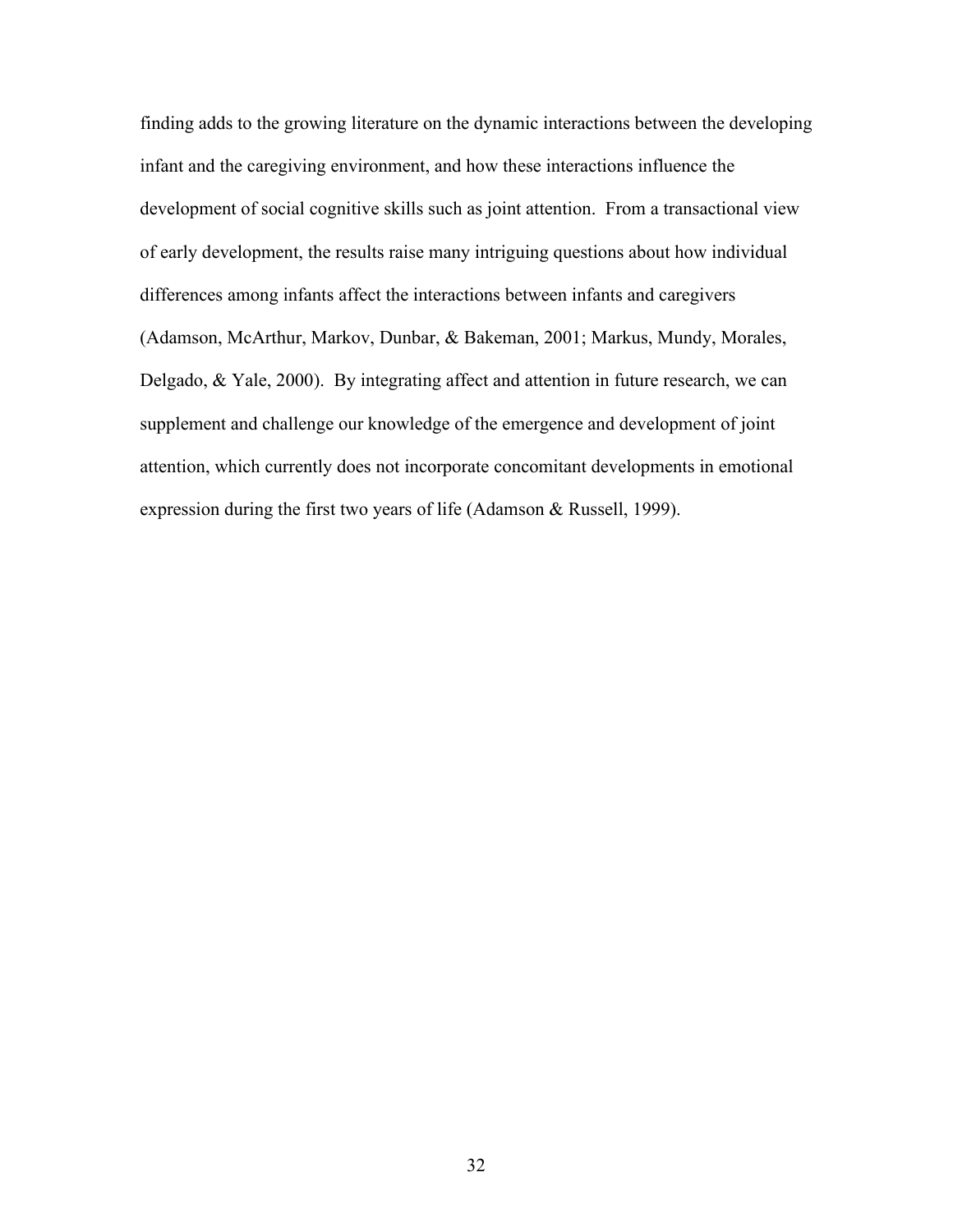finding adds to the growing literature on the dynamic interactions between the developing infant and the caregiving environment, and how these interactions influence the development of social cognitive skills such as joint attention. From a transactional view of early development, the results raise many intriguing questions about how individual differences among infants affect the interactions between infants and caregivers (Adamson, McArthur, Markov, Dunbar, & Bakeman, 2001; Markus, Mundy, Morales, Delgado, & Yale, 2000). By integrating affect and attention in future research, we can supplement and challenge our knowledge of the emergence and development of joint attention, which currently does not incorporate concomitant developments in emotional expression during the first two years of life (Adamson & Russell, 1999).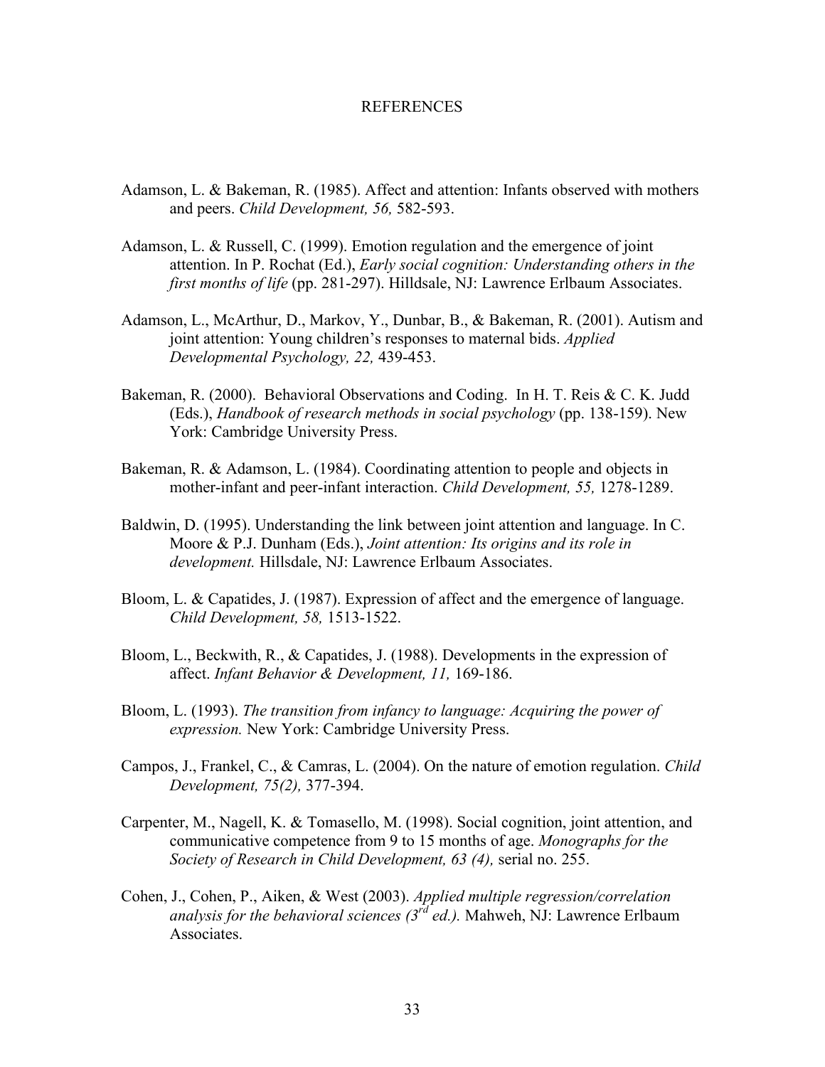# REFERENCES

Adamson, L. & Bakeman, R. (1985). Affect and attention: Infants observed with mothers and peers. *Child Development, 56,* 582-593.

Adamson, L. & Russell, C. (1999). Emotion regulation and the emergence of joint attention. In P. Rochat (Ed.), *Early social cognition: Understanding others in the first months of life* (pp. 281-297). Hilldsale, NJ: Lawrence Erlbaum Associates.

Adamson, L., McArthur, D., Markov, Y., Dunbar, B., & Bakeman, R. (2001). Autism and joint attention: Young children's responses to maternal bids. *Applied Developmental Psychology, 22,* 439-453.

Bakeman, R. (2000). Behavioral Observations and Coding. In H. T. Reis & C. K. Judd (Eds.), *Handbook of research methods in social psychology* (pp. 138-159). New York: Cambridge University Press.

Bakeman, R. & Adamson, L. (1984). Coordinating attention to people and objects in mother-infant and peer-infant interaction. *Child Development, 55,* 1278-1289.

Baldwin, D. (1995). Understanding the link between joint attention and language. In C. Moore & P.J. Dunham (Eds.), *Joint attention: Its origins and its role in development.* Hillsdale, NJ: Lawrence Erlbaum Associates.

Bloom, L. & Capatides, J. (1987). Expression of affect and the emergence of language. *Child Development, 58,* 1513-1522.

Bloom, L., Beckwith, R., & Capatides, J. (1988). Developments in the expression of affect. *Infant Behavior & Development, 11,* 169-186.

Bloom, L. (1993). *The transition from infancy to language: Acquiring the power of expression.* New York: Cambridge University Press.

Campos, J., Frankel, C., & Camras, L. (2004). On the nature of emotion regulation. *Child Development, 75(2),* 377-394.

Carpenter, M., Nagell, K. & Tomasello, M. (1998). Social cognition, joint attention, and communicative competence from 9 to 15 months of age. *Monographs for the Society of Research in Child Development, 63 (4),* serial no. 255.

Cohen, J., Cohen, P., Aiken, & West (2003). *Applied multiple regression/correlation analysis for the behavioral sciences (3rd ed.).* Mahweh, NJ: Lawrence Erlbaum Associates.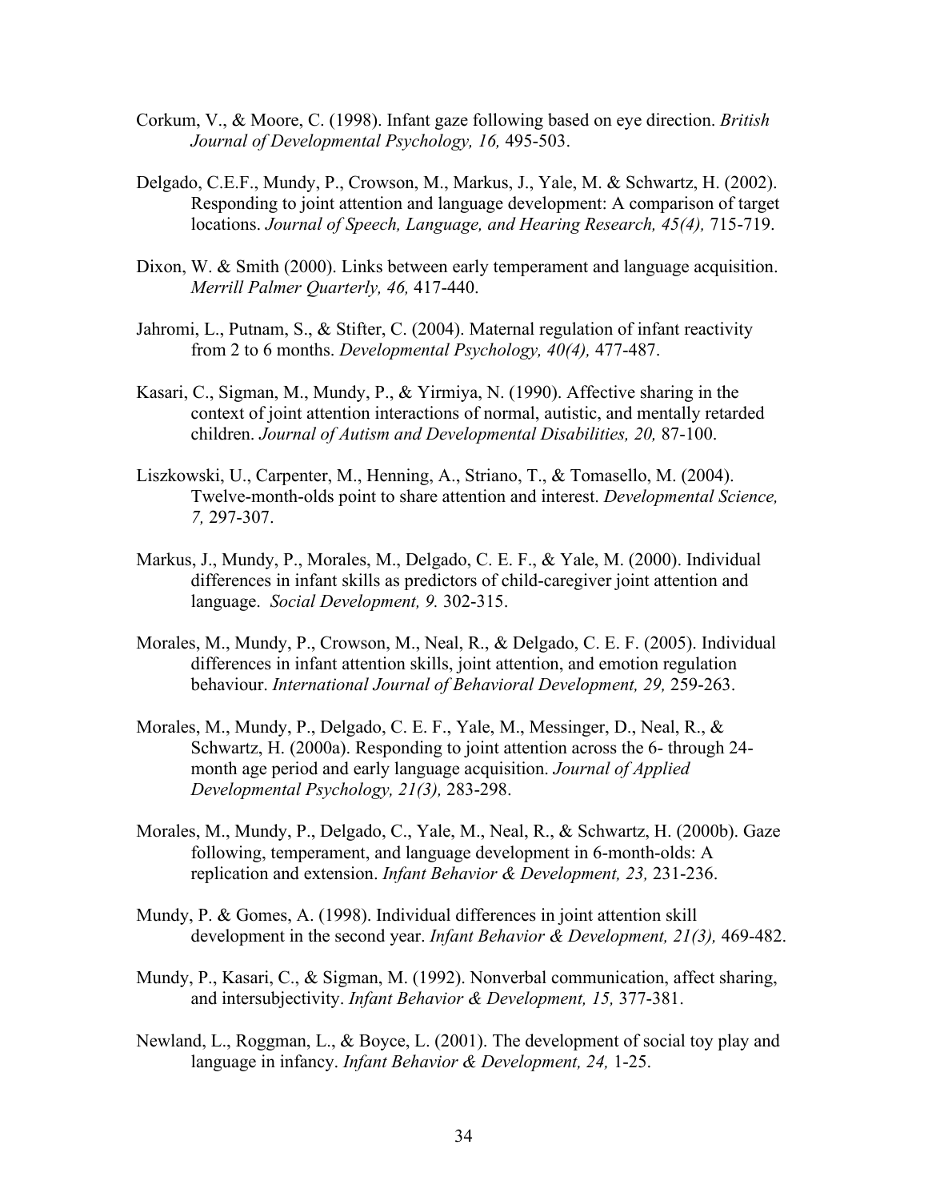Corkum, V., & Moore, C. (1998). Infant gaze following based on eye direction. *British Journal of Developmental Psychology, 16,* 495-503.

Delgado, C.E.F., Mundy, P., Crowson, M., Markus, J., Yale, M. & Schwartz, H. (2002). Responding to joint attention and language development: A comparison of target locations. *Journal of Speech, Language, and Hearing Research, 45(4),* 715-719.

Dixon, W. & Smith (2000). Links between early temperament and language acquisition. *Merrill Palmer Quarterly, 46,* 417-440.

Jahromi, L., Putnam, S., & Stifter, C. (2004). Maternal regulation of infant reactivity from 2 to 6 months. *Developmental Psychology, 40(4),* 477-487.

Kasari, C., Sigman, M., Mundy, P., & Yirmiya, N. (1990). Affective sharing in the context of joint attention interactions of normal, autistic, and mentally retarded children. *Journal of Autism and Developmental Disabilities, 20,* 87-100.

Liszkowski, U., Carpenter, M., Henning, A., Striano, T., & Tomasello, M. (2004). Twelve-month-olds point to share attention and interest. *Developmental Science, 7,* 297-307.

Markus, J., Mundy, P., Morales, M., Delgado, C. E. F., & Yale, M. (2000). Individual differences in infant skills as predictors of child-caregiver joint attention and language. *Social Development, 9.* 302-315.

Morales, M., Mundy, P., Crowson, M., Neal, R., & Delgado, C. E. F. (2005). Individual differences in infant attention skills, joint attention, and emotion regulation behaviour. *International Journal of Behavioral Development, 29,* 259-263.

Morales, M., Mundy, P., Delgado, C. E. F., Yale, M., Messinger, D., Neal, R., & Schwartz, H. (2000a). Responding to joint attention across the 6- through 24-month age period and early language acquisition. *Journal of Applied Developmental Psychology, 21(3),* 283-298.

Morales, M., Mundy, P., Delgado, C., Yale, M., Neal, R., & Schwartz, H. (2000b). Gaze following, temperament, and language development in 6-month-olds: A replication and extension. *Infant Behavior & Development, 23,* 231-236.

Mundy, P. & Gomes, A. (1998). Individual differences in joint attention skill development in the second year. *Infant Behavior & Development, 21(3),* 469-482.

Mundy, P., Kasari, C., & Sigman, M. (1992). Nonverbal communication, affect sharing, and intersubjectivity. *Infant Behavior & Development, 15,* 377-381.

Newland, L., Roggman, L., & Boyce, L. (2001). The development of social toy play and language in infancy. *Infant Behavior & Development, 24,* 1-25.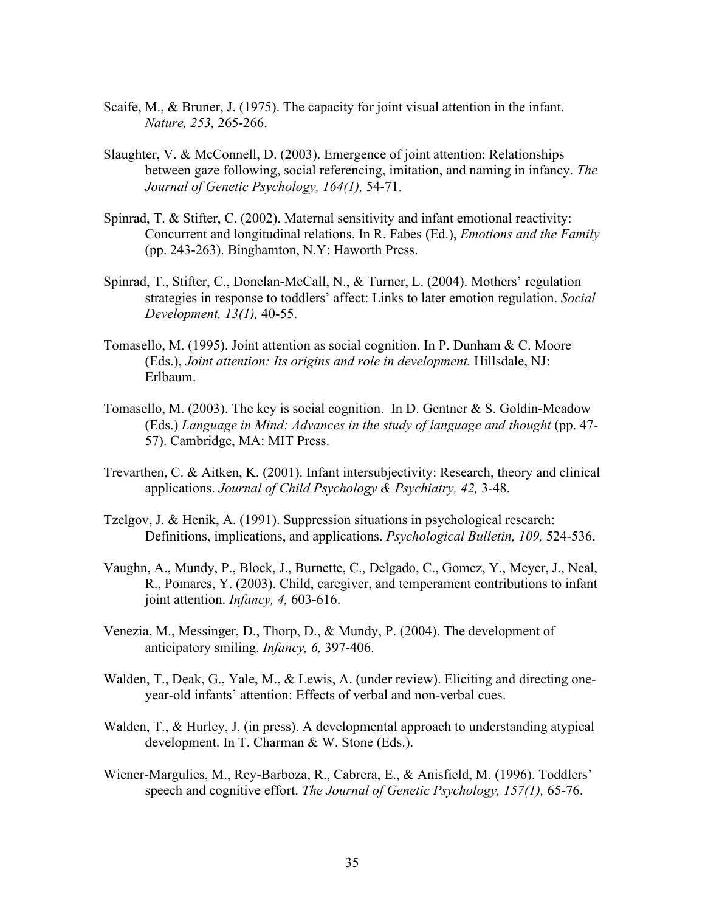Scaife, M., & Bruner, J. (1975). The capacity for joint visual attention in the infant. *Nature, 253,* 265-266.

Slaughter, V. & McConnell, D. (2003). Emergence of joint attention: Relationships between gaze following, social referencing, imitation, and naming in infancy. *The Journal of Genetic Psychology, 164(1),* 54-71.

Spinrad, T. & Stifter, C. (2002). Maternal sensitivity and infant emotional reactivity: Concurrent and longitudinal relations. In R. Fabes (Ed.), *Emotions and the Family* (pp. 243-263). Binghamton, N.Y: Haworth Press.

Spinrad, T., Stifter, C., Donelan-McCall, N., & Turner, L. (2004). Mothers' regulation strategies in response to toddlers' affect: Links to later emotion regulation. *Social Development, 13(1),* 40-55.

Tomasello, M. (1995). Joint attention as social cognition. In P. Dunham & C. Moore (Eds.), *Joint attention: Its origins and role in development.* Hillsdale, NJ: Erlbaum.

Tomasello, M. (2003). The key is social cognition. In D. Gentner & S. Goldin-Meadow (Eds.) *Language in Mind: Advances in the study of language and thought* (pp. 47-57). Cambridge, MA: MIT Press.

Trevarthen, C. & Aitken, K. (2001). Infant intersubjectivity: Research, theory and clinical applications. *Journal of Child Psychology & Psychiatry, 42,* 3-48.

Tzelgov, J. & Henik, A. (1991). Suppression situations in psychological research: Definitions, implications, and applications. *Psychological Bulletin, 109,* 524-536.

Vaughn, A., Mundy, P., Block, J., Burnette, C., Delgado, C., Gomez, Y., Meyer, J., Neal, R., Pomares, Y. (2003). Child, caregiver, and temperament contributions to infant joint attention. *Infancy, 4,* 603-616.

Venezia, M., Messinger, D., Thorp, D., & Mundy, P. (2004). The development of anticipatory smiling. *Infancy, 6,* 397-406.

Walden, T., Deak, G., Yale, M., & Lewis, A. (under review). Eliciting and directing one-year-old infants' attention: Effects of verbal and non-verbal cues.

Walden, T., & Hurley, J. (in press). A developmental approach to understanding atypical development. In T. Charman & W. Stone (Eds.).

Wiener-Margulies, M., Rey-Barboza, R., Cabrera, E., & Anisfield, M. (1996). Toddlers' speech and cognitive effort. *The Journal of Genetic Psychology, 157(1),* 65-76.